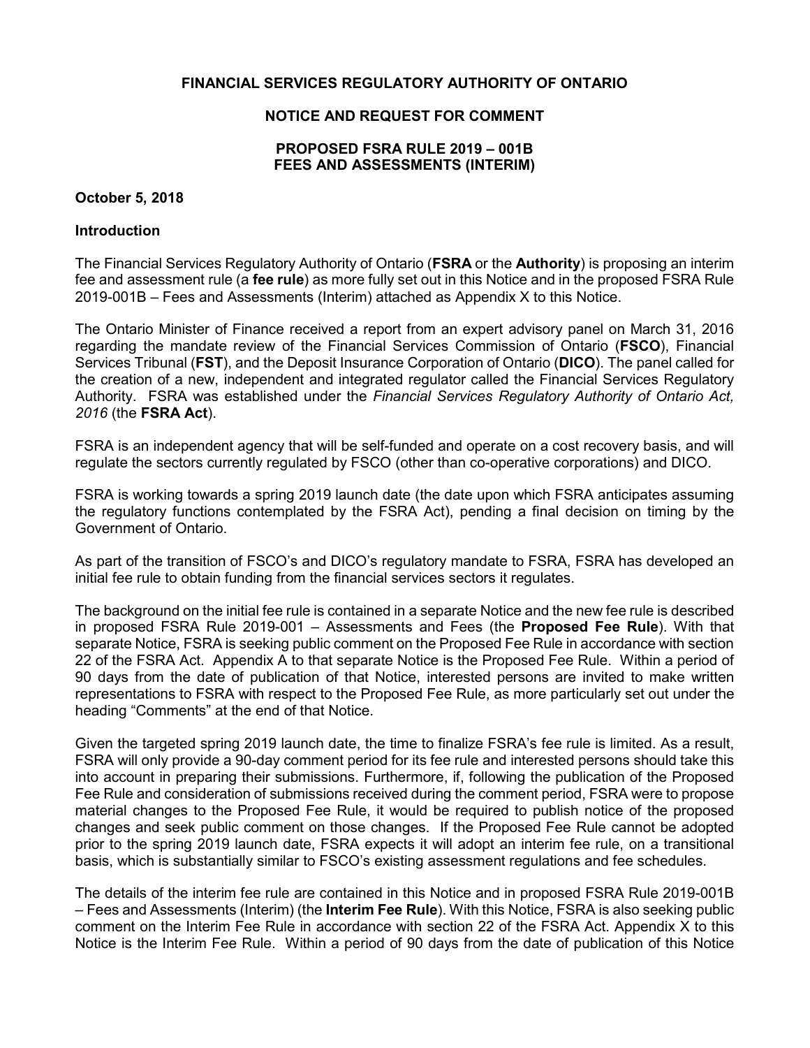**FINANCIAL SERVICES REGULATORY AUTHORITY OF ONTARIO**

**NOTICE AND REQUEST FOR COMMENT**

**PROPOSED FSRA RULE 2019 – 001B**
**FEES AND ASSESSMENTS (INTERIM)**

**October 5, 2018**

**Introduction**

The Financial Services Regulatory Authority of Ontario (**FSRA** or the **Authority**) is proposing an interim fee and assessment rule (a **fee rule**) as more fully set out in this Notice and in the proposed FSRA Rule 2019-001B – Fees and Assessments (Interim) attached as Appendix X to this Notice.

The Ontario Minister of Finance received a report from an expert advisory panel on March 31, 2016 regarding the mandate review of the Financial Services Commission of Ontario (**FSCO**), Financial Services Tribunal (**FST**), and the Deposit Insurance Corporation of Ontario (**DICO**). The panel called for the creation of a new, independent and integrated regulator called the Financial Services Regulatory Authority. FSRA was established under the *Financial Services Regulatory Authority of Ontario Act, 2016* (the **FSRA Act**).

FSRA is an independent agency that will be self-funded and operate on a cost recovery basis, and will regulate the sectors currently regulated by FSCO (other than co-operative corporations) and DICO.

FSRA is working towards a spring 2019 launch date (the date upon which FSRA anticipates assuming the regulatory functions contemplated by the FSRA Act), pending a final decision on timing by the Government of Ontario.

As part of the transition of FSCO's and DICO's regulatory mandate to FSRA, FSRA has developed an initial fee rule to obtain funding from the financial services sectors it regulates.

The background on the initial fee rule is contained in a separate Notice and the new fee rule is described in proposed FSRA Rule 2019-001 – Assessments and Fees (the **Proposed Fee Rule**). With that separate Notice, FSRA is seeking public comment on the Proposed Fee Rule in accordance with section 22 of the FSRA Act. Appendix A to that separate Notice is the Proposed Fee Rule. Within a period of 90 days from the date of publication of that Notice, interested persons are invited to make written representations to FSRA with respect to the Proposed Fee Rule, as more particularly set out under the heading "Comments" at the end of that Notice.

Given the targeted spring 2019 launch date, the time to finalize FSRA's fee rule is limited. As a result, FSRA will only provide a 90-day comment period for its fee rule and interested persons should take this into account in preparing their submissions. Furthermore, if, following the publication of the Proposed Fee Rule and consideration of submissions received during the comment period, FSRA were to propose material changes to the Proposed Fee Rule, it would be required to publish notice of the proposed changes and seek public comment on those changes. If the Proposed Fee Rule cannot be adopted prior to the spring 2019 launch date, FSRA expects it will adopt an interim fee rule, on a transitional basis, which is substantially similar to FSCO's existing assessment regulations and fee schedules.

The details of the interim fee rule are contained in this Notice and in proposed FSRA Rule 2019-001B – Fees and Assessments (Interim) (the **Interim Fee Rule**). With this Notice, FSRA is also seeking public comment on the Interim Fee Rule in accordance with section 22 of the FSRA Act. Appendix X to this Notice is the Interim Fee Rule. Within a period of 90 days from the date of publication of this Notice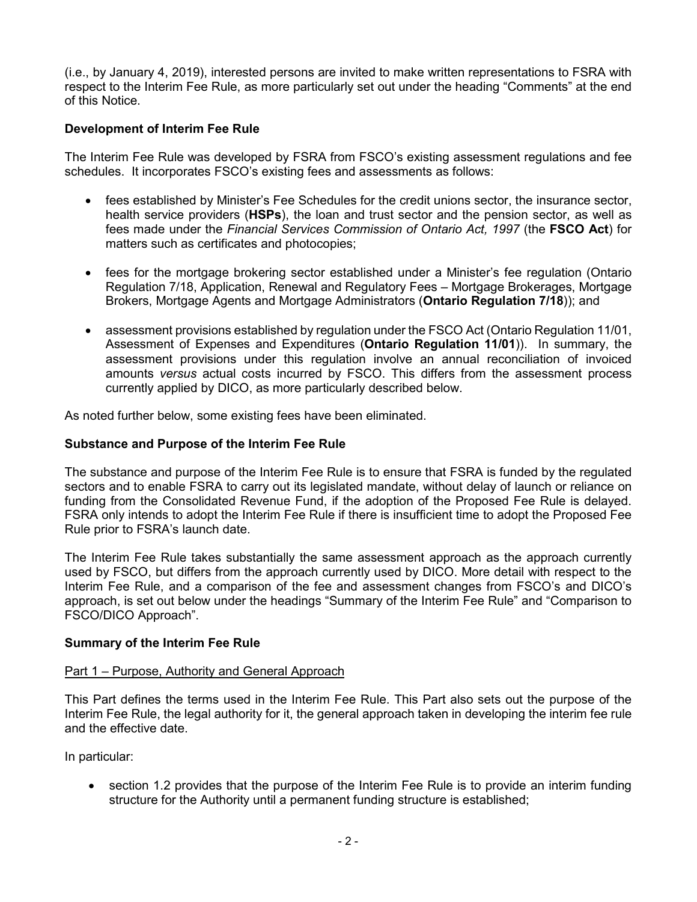(i.e., by January 4, 2019), interested persons are invited to make written representations to FSRA with respect to the Interim Fee Rule, as more particularly set out under the heading "Comments" at the end of this Notice.

### Development of Interim Fee Rule

The Interim Fee Rule was developed by FSRA from FSCO's existing assessment regulations and fee schedules. It incorporates FSCO's existing fees and assessments as follows:

- fees established by Minister's Fee Schedules for the credit unions sector, the insurance sector, health service providers (**HSPs**), the loan and trust sector and the pension sector, as well as fees made under the *Financial Services Commission of Ontario Act, 1997* (the **FSCO Act**) for matters such as certificates and photocopies;
- fees for the mortgage brokering sector established under a Minister's fee regulation (Ontario Regulation 7/18, Application, Renewal and Regulatory Fees – Mortgage Brokerages, Mortgage Brokers, Mortgage Agents and Mortgage Administrators (**Ontario Regulation 7/18**)); and
- assessment provisions established by regulation under the FSCO Act (Ontario Regulation 11/01, Assessment of Expenses and Expenditures (**Ontario Regulation 11/01**)). In summary, the assessment provisions under this regulation involve an annual reconciliation of invoiced amounts *versus* actual costs incurred by FSCO. This differs from the assessment process currently applied by DICO, as more particularly described below.

As noted further below, some existing fees have been eliminated.

### Substance and Purpose of the Interim Fee Rule

The substance and purpose of the Interim Fee Rule is to ensure that FSRA is funded by the regulated sectors and to enable FSRA to carry out its legislated mandate, without delay of launch or reliance on funding from the Consolidated Revenue Fund, if the adoption of the Proposed Fee Rule is delayed. FSRA only intends to adopt the Interim Fee Rule if there is insufficient time to adopt the Proposed Fee Rule prior to FSRA's launch date.

The Interim Fee Rule takes substantially the same assessment approach as the approach currently used by FSCO, but differs from the approach currently used by DICO. More detail with respect to the Interim Fee Rule, and a comparison of the fee and assessment changes from FSCO's and DICO's approach, is set out below under the headings "Summary of the Interim Fee Rule" and "Comparison to FSCO/DICO Approach".

### Summary of the Interim Fee Rule

#### Part 1 – Purpose, Authority and General Approach

This Part defines the terms used in the Interim Fee Rule. This Part also sets out the purpose of the Interim Fee Rule, the legal authority for it, the general approach taken in developing the interim fee rule and the effective date.

In particular:

- section 1.2 provides that the purpose of the Interim Fee Rule is to provide an interim funding structure for the Authority until a permanent funding structure is established;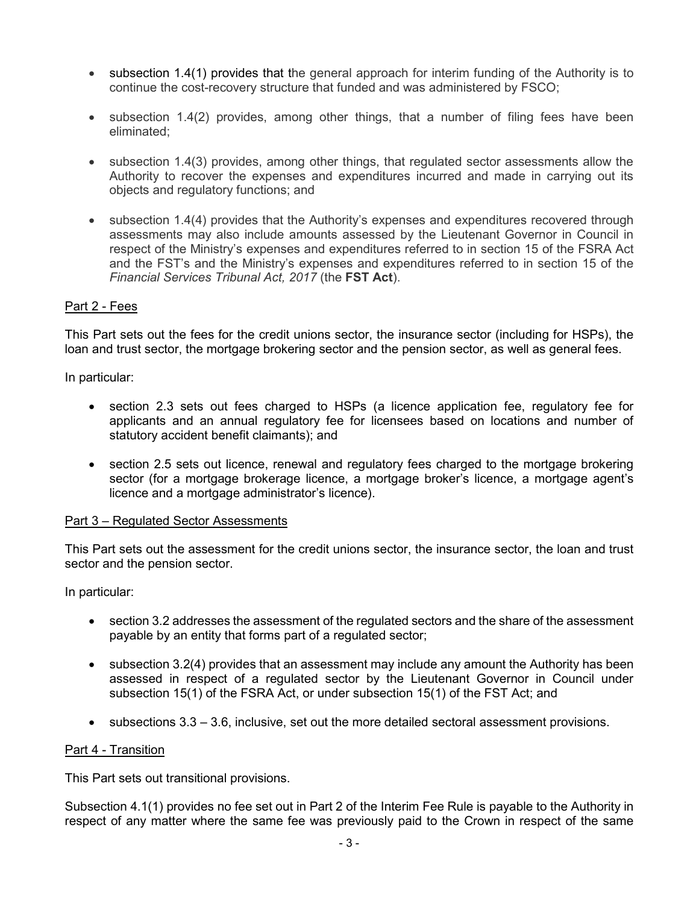- subsection 1.4(1) provides that the general approach for interim funding of the Authority is to continue the cost-recovery structure that funded and was administered by FSCO;

- subsection 1.4(2) provides, among other things, that a number of filing fees have been eliminated;

- subsection 1.4(3) provides, among other things, that regulated sector assessments allow the Authority to recover the expenses and expenditures incurred and made in carrying out its objects and regulatory functions; and

- subsection 1.4(4) provides that the Authority's expenses and expenditures recovered through assessments may also include amounts assessed by the Lieutenant Governor in Council in respect of the Ministry's expenses and expenditures referred to in section 15 of the FSRA Act and the FST's and the Ministry's expenses and expenditures referred to in section 15 of the *Financial Services Tribunal Act, 2017* (the **FST Act**).

<u>Part 2 - Fees</u>

This Part sets out the fees for the credit unions sector, the insurance sector (including for HSPs), the loan and trust sector, the mortgage brokering sector and the pension sector, as well as general fees.

In particular:

- section 2.3 sets out fees charged to HSPs (a licence application fee, regulatory fee for applicants and an annual regulatory fee for licensees based on locations and number of statutory accident benefit claimants); and

- section 2.5 sets out licence, renewal and regulatory fees charged to the mortgage brokering sector (for a mortgage brokerage licence, a mortgage broker's licence, a mortgage agent's licence and a mortgage administrator's licence).

<u>Part 3 – Regulated Sector Assessments</u>

This Part sets out the assessment for the credit unions sector, the insurance sector, the loan and trust sector and the pension sector.

In particular:

- section 3.2 addresses the assessment of the regulated sectors and the share of the assessment payable by an entity that forms part of a regulated sector;

- subsection 3.2(4) provides that an assessment may include any amount the Authority has been assessed in respect of a regulated sector by the Lieutenant Governor in Council under subsection 15(1) of the FSRA Act, or under subsection 15(1) of the FST Act; and

- subsections 3.3 – 3.6, inclusive, set out the more detailed sectoral assessment provisions.

<u>Part 4 - Transition</u>

This Part sets out transitional provisions.

Subsection 4.1(1) provides no fee set out in Part 2 of the Interim Fee Rule is payable to the Authority in respect of any matter where the same fee was previously paid to the Crown in respect of the same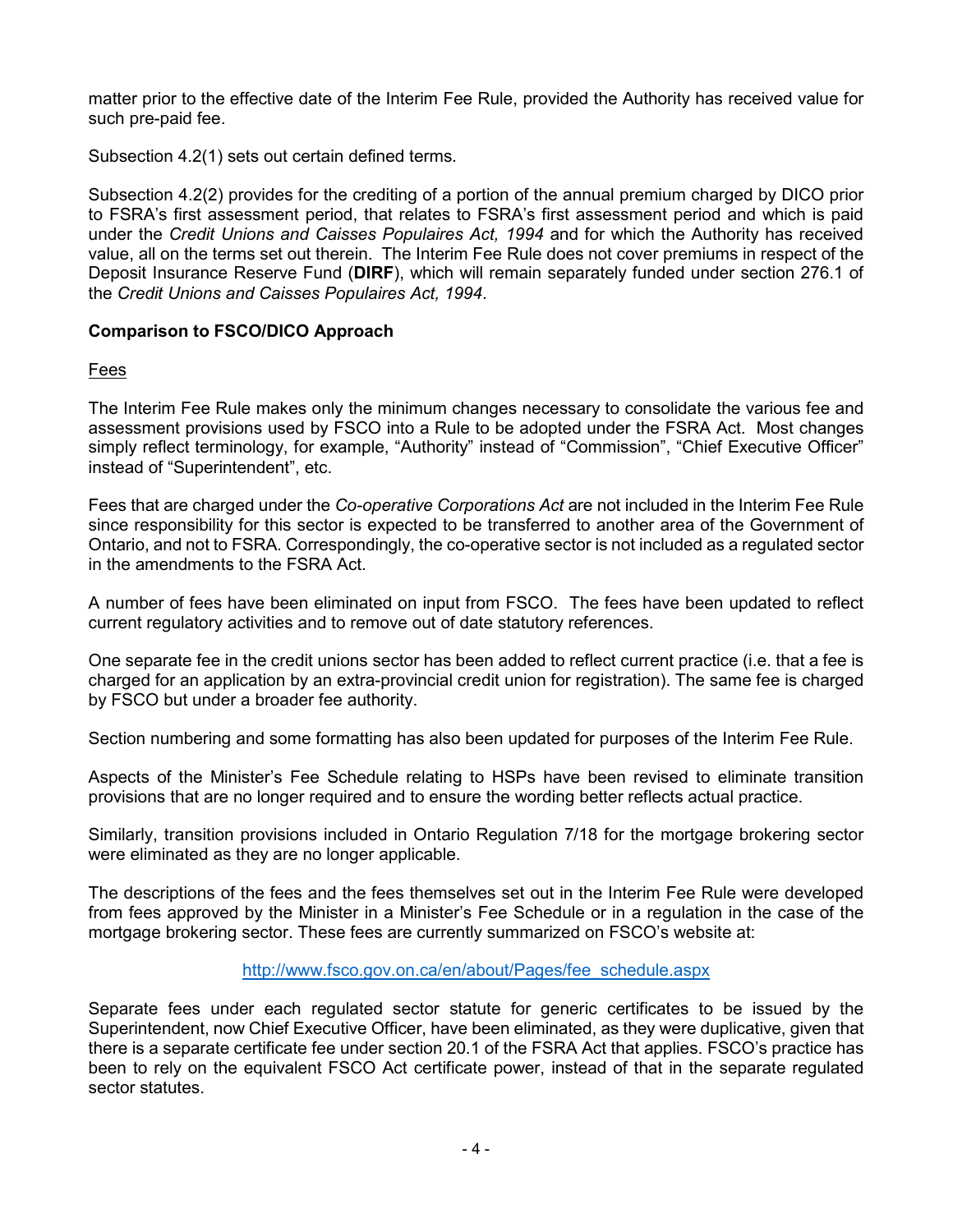matter prior to the effective date of the Interim Fee Rule, provided the Authority has received value for such pre-paid fee.

Subsection 4.2(1) sets out certain defined terms.

Subsection 4.2(2) provides for the crediting of a portion of the annual premium charged by DICO prior to FSRA's first assessment period, that relates to FSRA's first assessment period and which is paid under the *Credit Unions and Caisses Populaires Act, 1994* and for which the Authority has received value, all on the terms set out therein. The Interim Fee Rule does not cover premiums in respect of the Deposit Insurance Reserve Fund (**DIRF**), which will remain separately funded under section 276.1 of the *Credit Unions and Caisses Populaires Act, 1994*.

**Comparison to FSCO/DICO Approach**

Fees

The Interim Fee Rule makes only the minimum changes necessary to consolidate the various fee and assessment provisions used by FSCO into a Rule to be adopted under the FSRA Act. Most changes simply reflect terminology, for example, "Authority" instead of "Commission", "Chief Executive Officer" instead of "Superintendent", etc.

Fees that are charged under the *Co-operative Corporations Act* are not included in the Interim Fee Rule since responsibility for this sector is expected to be transferred to another area of the Government of Ontario, and not to FSRA. Correspondingly, the co-operative sector is not included as a regulated sector in the amendments to the FSRA Act.

A number of fees have been eliminated on input from FSCO. The fees have been updated to reflect current regulatory activities and to remove out of date statutory references.

One separate fee in the credit unions sector has been added to reflect current practice (i.e. that a fee is charged for an application by an extra-provincial credit union for registration). The same fee is charged by FSCO but under a broader fee authority.

Section numbering and some formatting has also been updated for purposes of the Interim Fee Rule.

Aspects of the Minister's Fee Schedule relating to HSPs have been revised to eliminate transition provisions that are no longer required and to ensure the wording better reflects actual practice.

Similarly, transition provisions included in Ontario Regulation 7/18 for the mortgage brokering sector were eliminated as they are no longer applicable.

The descriptions of the fees and the fees themselves set out in the Interim Fee Rule were developed from fees approved by the Minister in a Minister's Fee Schedule or in a regulation in the case of the mortgage brokering sector. These fees are currently summarized on FSCO's website at:

http://www.fsco.gov.on.ca/en/about/Pages/fee_schedule.aspx

Separate fees under each regulated sector statute for generic certificates to be issued by the Superintendent, now Chief Executive Officer, have been eliminated, as they were duplicative, given that there is a separate certificate fee under section 20.1 of the FSRA Act that applies. FSCO's practice has been to rely on the equivalent FSCO Act certificate power, instead of that in the separate regulated sector statutes.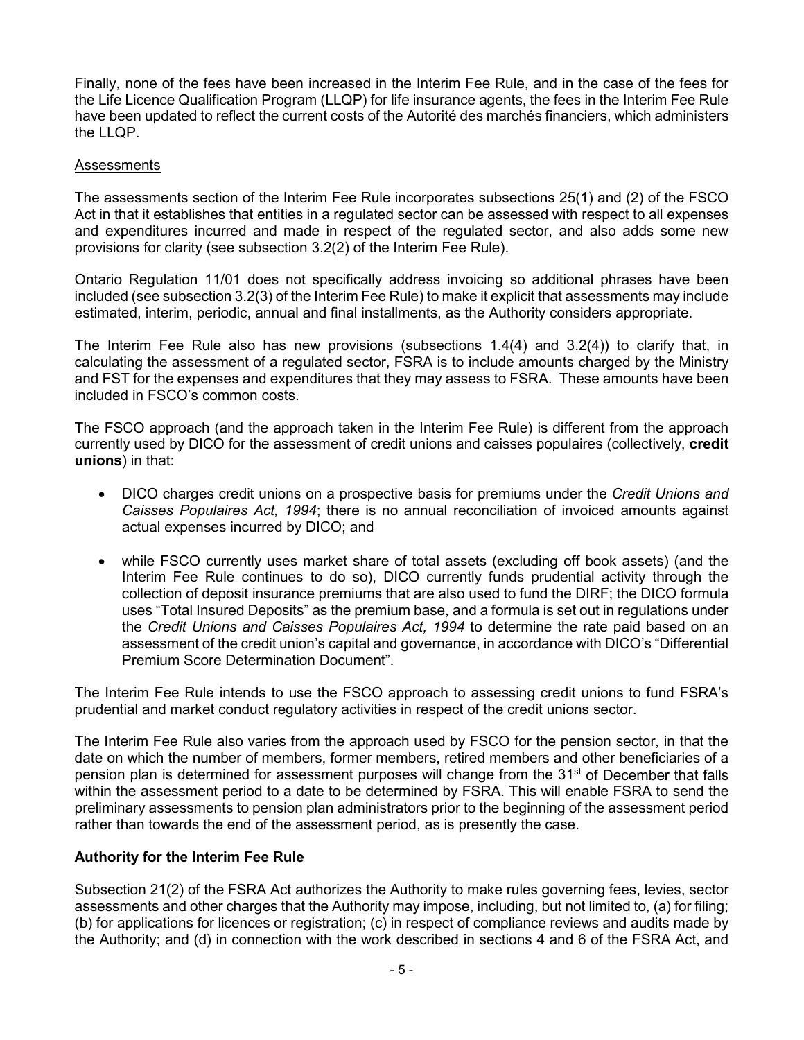Finally, none of the fees have been increased in the Interim Fee Rule, and in the case of the fees for the Life Licence Qualification Program (LLQP) for life insurance agents, the fees in the Interim Fee Rule have been updated to reflect the current costs of the Autorité des marchés financiers, which administers the LLQP.

Assessments

The assessments section of the Interim Fee Rule incorporates subsections 25(1) and (2) of the FSCO Act in that it establishes that entities in a regulated sector can be assessed with respect to all expenses and expenditures incurred and made in respect of the regulated sector, and also adds some new provisions for clarity (see subsection 3.2(2) of the Interim Fee Rule).

Ontario Regulation 11/01 does not specifically address invoicing so additional phrases have been included (see subsection 3.2(3) of the Interim Fee Rule) to make it explicit that assessments may include estimated, interim, periodic, annual and final installments, as the Authority considers appropriate.

The Interim Fee Rule also has new provisions (subsections 1.4(4) and 3.2(4)) to clarify that, in calculating the assessment of a regulated sector, FSRA is to include amounts charged by the Ministry and FST for the expenses and expenditures that they may assess to FSRA. These amounts have been included in FSCO's common costs.

The FSCO approach (and the approach taken in the Interim Fee Rule) is different from the approach currently used by DICO for the assessment of credit unions and caisses populaires (collectively, **credit unions**) in that:

- DICO charges credit unions on a prospective basis for premiums under the *Credit Unions and Caisses Populaires Act, 1994*; there is no annual reconciliation of invoiced amounts against actual expenses incurred by DICO; and
- while FSCO currently uses market share of total assets (excluding off book assets) (and the Interim Fee Rule continues to do so), DICO currently funds prudential activity through the collection of deposit insurance premiums that are also used to fund the DIRF; the DICO formula uses "Total Insured Deposits" as the premium base, and a formula is set out in regulations under the *Credit Unions and Caisses Populaires Act, 1994* to determine the rate paid based on an assessment of the credit union's capital and governance, in accordance with DICO's "Differential Premium Score Determination Document".

The Interim Fee Rule intends to use the FSCO approach to assessing credit unions to fund FSRA's prudential and market conduct regulatory activities in respect of the credit unions sector.

The Interim Fee Rule also varies from the approach used by FSCO for the pension sector, in that the date on which the number of members, former members, retired members and other beneficiaries of a pension plan is determined for assessment purposes will change from the 31st of December that falls within the assessment period to a date to be determined by FSRA. This will enable FSRA to send the preliminary assessments to pension plan administrators prior to the beginning of the assessment period rather than towards the end of the assessment period, as is presently the case.

**Authority for the Interim Fee Rule**

Subsection 21(2) of the FSRA Act authorizes the Authority to make rules governing fees, levies, sector assessments and other charges that the Authority may impose, including, but not limited to, (a) for filing; (b) for applications for licences or registration; (c) in respect of compliance reviews and audits made by the Authority; and (d) in connection with the work described in sections 4 and 6 of the FSRA Act, and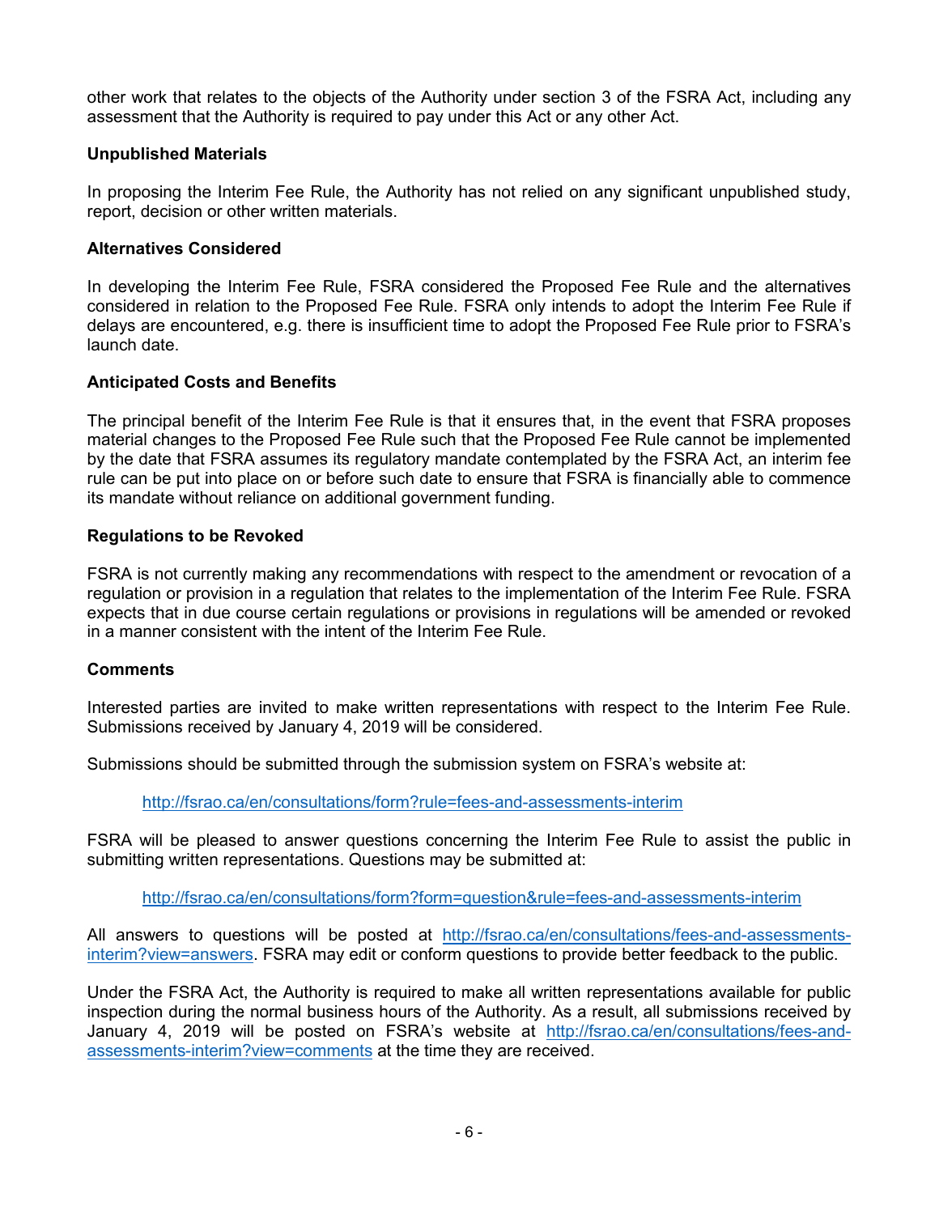other work that relates to the objects of the Authority under section 3 of the FSRA Act, including any assessment that the Authority is required to pay under this Act or any other Act.

**Unpublished Materials**

In proposing the Interim Fee Rule, the Authority has not relied on any significant unpublished study, report, decision or other written materials.

**Alternatives Considered**

In developing the Interim Fee Rule, FSRA considered the Proposed Fee Rule and the alternatives considered in relation to the Proposed Fee Rule. FSRA only intends to adopt the Interim Fee Rule if delays are encountered, e.g. there is insufficient time to adopt the Proposed Fee Rule prior to FSRA's launch date.

**Anticipated Costs and Benefits**

The principal benefit of the Interim Fee Rule is that it ensures that, in the event that FSRA proposes material changes to the Proposed Fee Rule such that the Proposed Fee Rule cannot be implemented by the date that FSRA assumes its regulatory mandate contemplated by the FSRA Act, an interim fee rule can be put into place on or before such date to ensure that FSRA is financially able to commence its mandate without reliance on additional government funding.

**Regulations to be Revoked**

FSRA is not currently making any recommendations with respect to the amendment or revocation of a regulation or provision in a regulation that relates to the implementation of the Interim Fee Rule. FSRA expects that in due course certain regulations or provisions in regulations will be amended or revoked in a manner consistent with the intent of the Interim Fee Rule.

**Comments**

Interested parties are invited to make written representations with respect to the Interim Fee Rule. Submissions received by January 4, 2019 will be considered.

Submissions should be submitted through the submission system on FSRA's website at:

> http://fsrao.ca/en/consultations/form?rule=fees-and-assessments-interim

FSRA will be pleased to answer questions concerning the Interim Fee Rule to assist the public in submitting written representations. Questions may be submitted at:

> http://fsrao.ca/en/consultations/form?form=question&rule=fees-and-assessments-interim

All answers to questions will be posted at http://fsrao.ca/en/consultations/fees-and-assessments-interim?view=answers. FSRA may edit or conform questions to provide better feedback to the public.

Under the FSRA Act, the Authority is required to make all written representations available for public inspection during the normal business hours of the Authority. As a result, all submissions received by January 4, 2019 will be posted on FSRA's website at http://fsrao.ca/en/consultations/fees-and-assessments-interim?view=comments at the time they are received.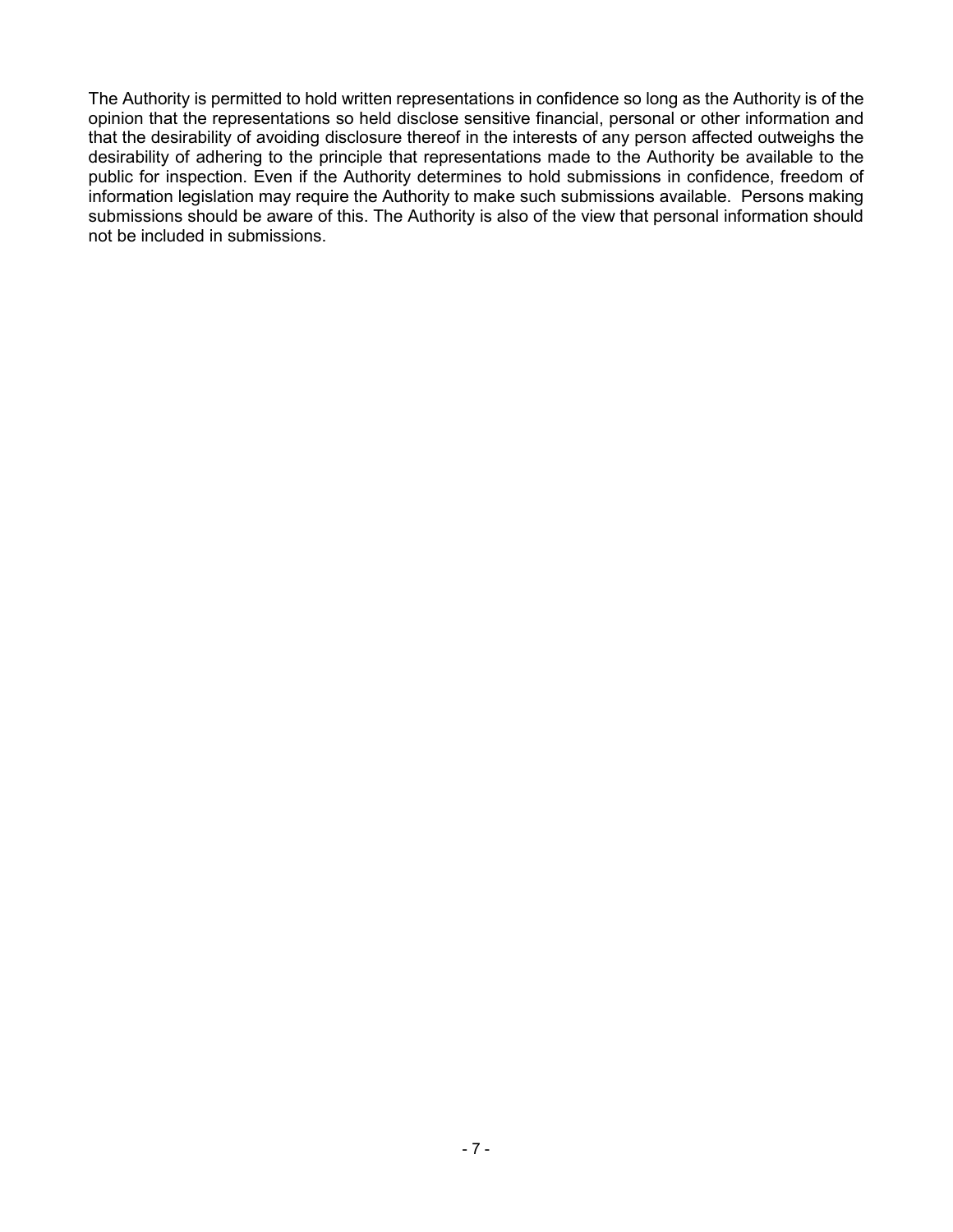The Authority is permitted to hold written representations in confidence so long as the Authority is of the opinion that the representations so held disclose sensitive financial, personal or other information and that the desirability of avoiding disclosure thereof in the interests of any person affected outweighs the desirability of adhering to the principle that representations made to the Authority be available to the public for inspection. Even if the Authority determines to hold submissions in confidence, freedom of information legislation may require the Authority to make such submissions available. Persons making submissions should be aware of this. The Authority is also of the view that personal information should not be included in submissions.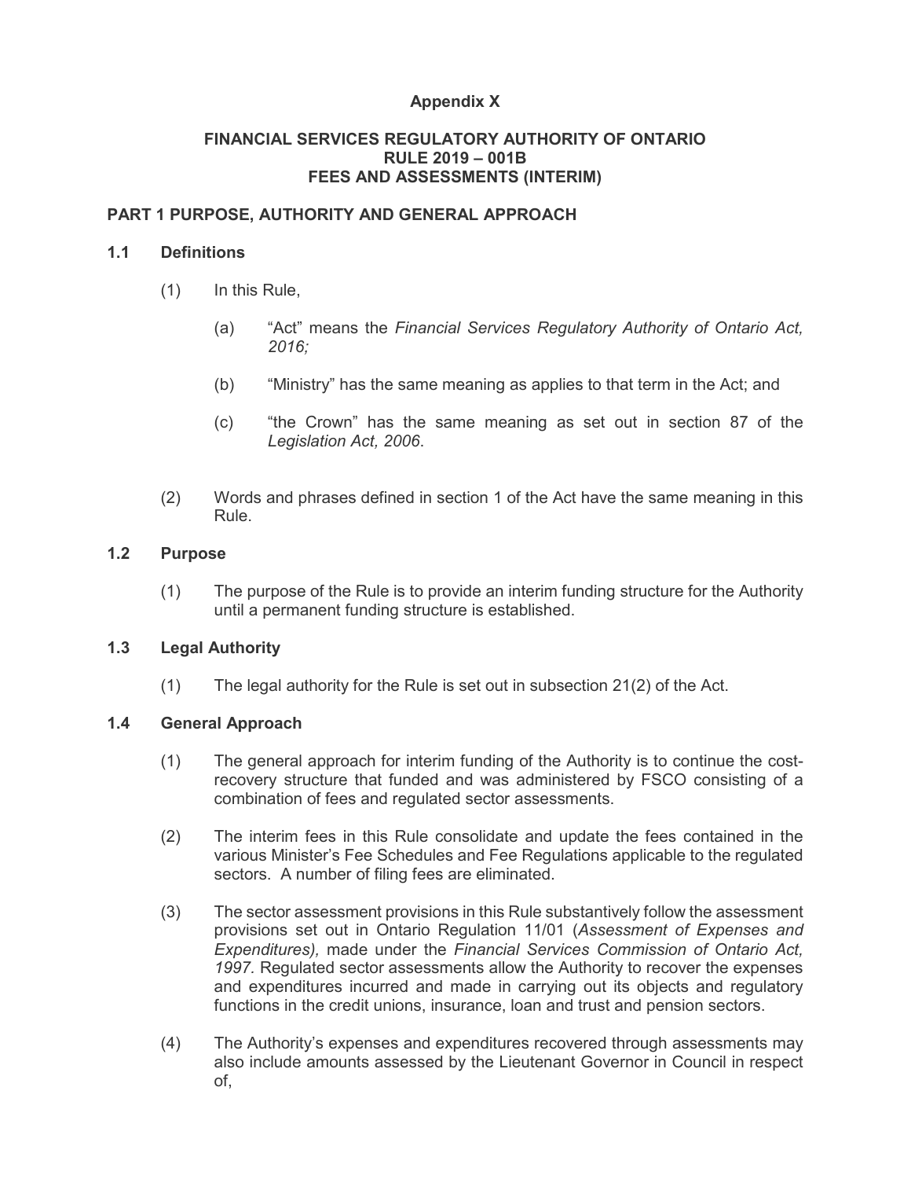**Appendix X**

**FINANCIAL SERVICES REGULATORY AUTHORITY OF ONTARIO**
**RULE 2019 – 001B**
**FEES AND ASSESSMENTS (INTERIM)**

## PART 1 PURPOSE, AUTHORITY AND GENERAL APPROACH

### 1.1 Definitions

(1) In this Rule,

(a) "Act" means the *Financial Services Regulatory Authority of Ontario Act, 2016;*

(b) "Ministry" has the same meaning as applies to that term in the Act; and

(c) "the Crown" has the same meaning as set out in section 87 of the *Legislation Act, 2006*.

(2) Words and phrases defined in section 1 of the Act have the same meaning in this Rule.

### 1.2 Purpose

(1) The purpose of the Rule is to provide an interim funding structure for the Authority until a permanent funding structure is established.

### 1.3 Legal Authority

(1) The legal authority for the Rule is set out in subsection 21(2) of the Act.

### 1.4 General Approach

(1) The general approach for interim funding of the Authority is to continue the cost-recovery structure that funded and was administered by FSCO consisting of a combination of fees and regulated sector assessments.

(2) The interim fees in this Rule consolidate and update the fees contained in the various Minister's Fee Schedules and Fee Regulations applicable to the regulated sectors. A number of filing fees are eliminated.

(3) The sector assessment provisions in this Rule substantively follow the assessment provisions set out in Ontario Regulation 11/01 (*Assessment of Expenses and Expenditures),* made under the *Financial Services Commission of Ontario Act, 1997.* Regulated sector assessments allow the Authority to recover the expenses and expenditures incurred and made in carrying out its objects and regulatory functions in the credit unions, insurance, loan and trust and pension sectors.

(4) The Authority's expenses and expenditures recovered through assessments may also include amounts assessed by the Lieutenant Governor in Council in respect of,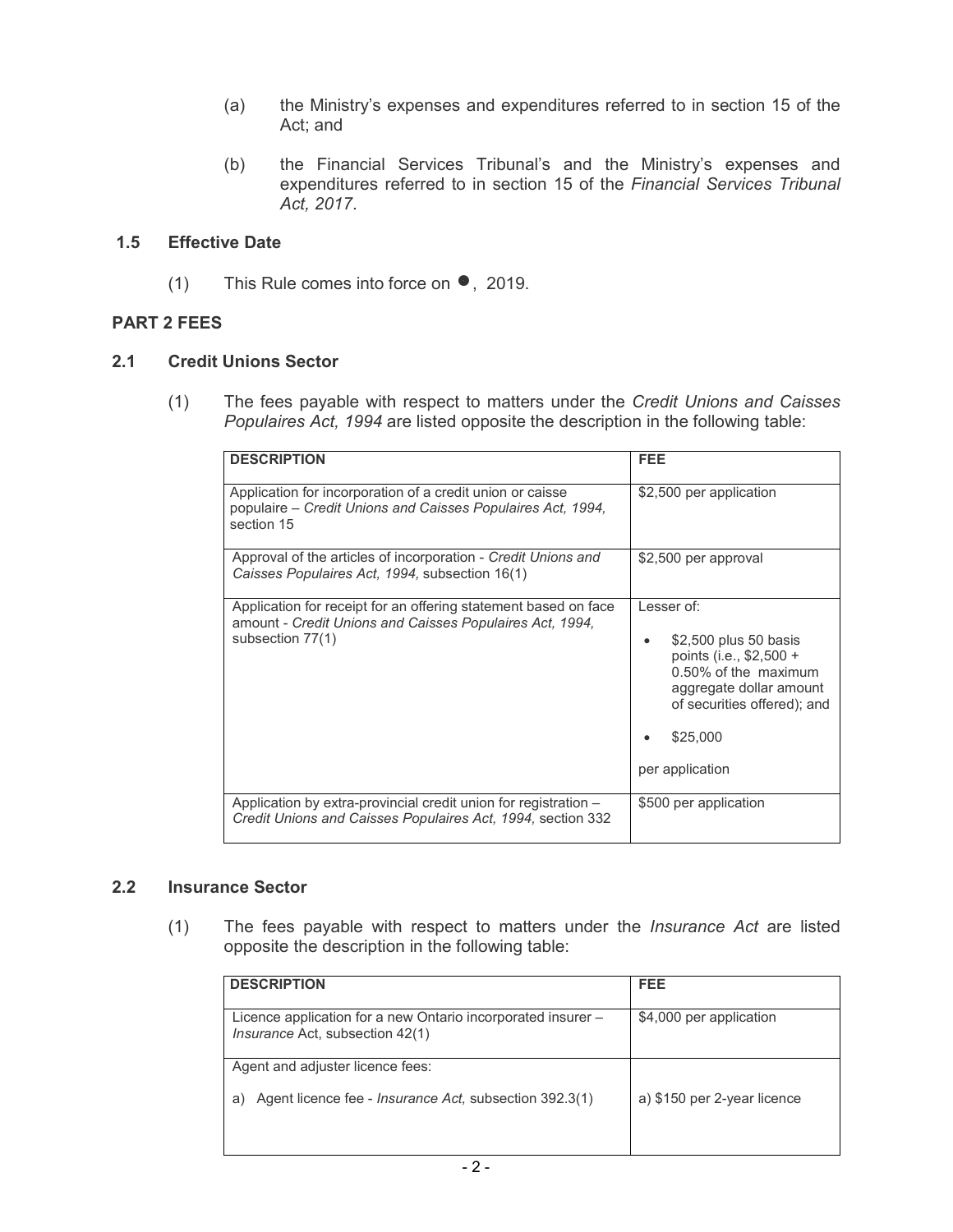(a) the Ministry's expenses and expenditures referred to in section 15 of the Act; and

(b) the Financial Services Tribunal's and the Ministry's expenses and expenditures referred to in section 15 of the *Financial Services Tribunal Act, 2017*.

### 1.5 Effective Date

(1) This Rule comes into force on ●, 2019.

## PART 2 FEES

### 2.1 Credit Unions Sector

(1) The fees payable with respect to matters under the *Credit Unions and Caisses Populaires Act, 1994* are listed opposite the description in the following table:

| DESCRIPTION | FEE |
|---|---|
| Application for incorporation of a credit union or caisse populaire – *Credit Unions and Caisses Populaires Act, 1994,* section 15 | $2,500 per application |
| Approval of the articles of incorporation - *Credit Unions and Caisses Populaires Act, 1994,* subsection 16(1) | $2,500 per approval |
| Application for receipt for an offering statement based on face amount - *Credit Unions and Caisses Populaires Act, 1994,* subsection 77(1) | Lesser of:<br>• $2,500 plus 50 basis points (i.e., $2,500 + 0.50% of the maximum aggregate dollar amount of securities offered); and<br>• $25,000<br>per application |
| Application by extra-provincial credit union for registration – *Credit Unions and Caisses Populaires Act, 1994,* section 332 | $500 per application |

### 2.2 Insurance Sector

(1) The fees payable with respect to matters under the *Insurance Act* are listed opposite the description in the following table:

| DESCRIPTION | FEE |
|---|---|
| Licence application for a new Ontario incorporated insurer – *Insurance* Act, subsection 42(1) | $4,000 per application |
| Agent and adjuster licence fees:<br>a) Agent licence fee - *Insurance Act,* subsection 392.3(1) | <br>a) $150 per 2-year licence |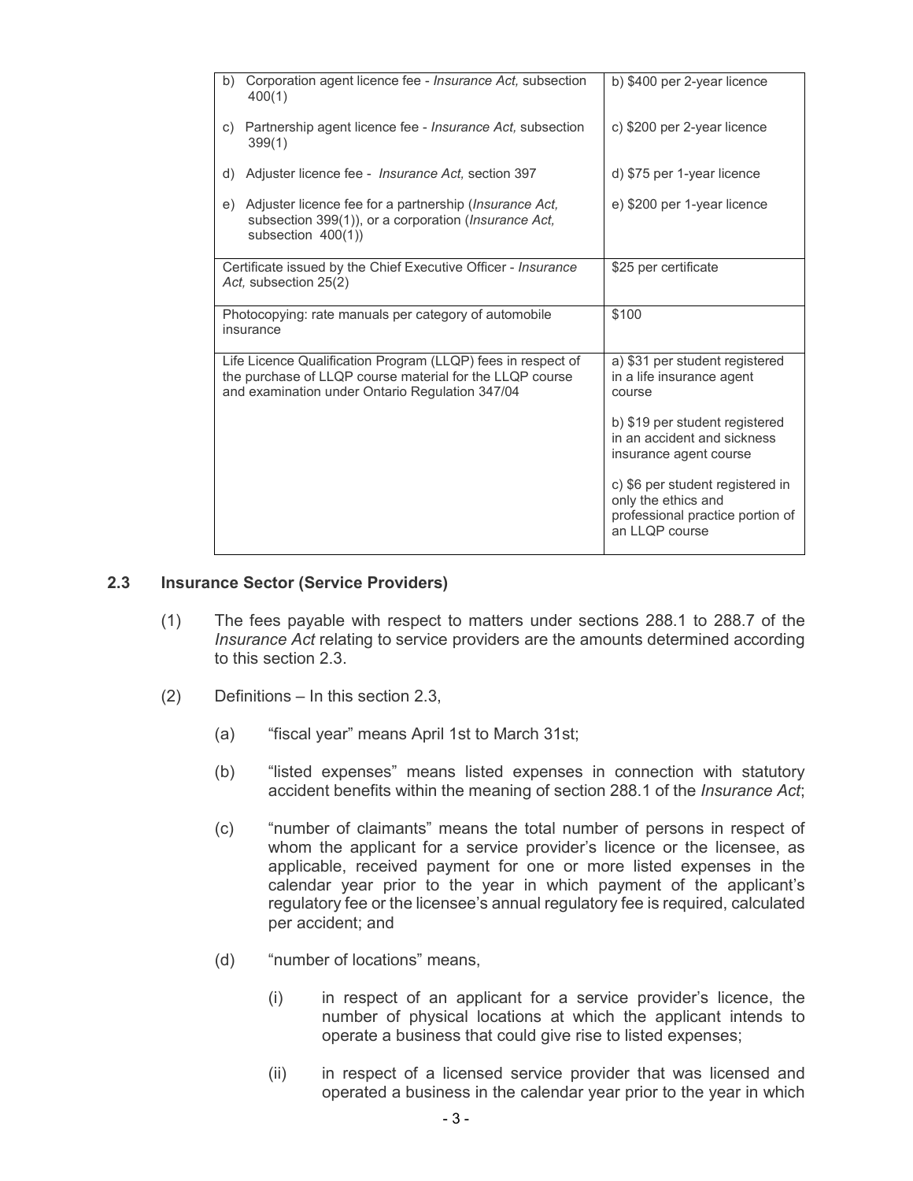| | |
|---|---|
| b) Corporation agent licence fee - *Insurance Act,* subsection 400(1)<br><br>c) Partnership agent licence fee - *Insurance Act,* subsection 399(1)<br><br>d) Adjuster licence fee - *Insurance Act,* section 397<br><br>e) Adjuster licence fee for a partnership (*Insurance Act,* subsection 399(1)), or a corporation (*Insurance Act,* subsection 400(1)) | b) $400 per 2-year licence<br><br>c) $200 per 2-year licence<br><br>d) $75 per 1-year licence<br><br>e) $200 per 1-year licence |
| Certificate issued by the Chief Executive Officer - *Insurance Act,* subsection 25(2) | $25 per certificate |
| Photocopying: rate manuals per category of automobile insurance | $100 |
| Life Licence Qualification Program (LLQP) fees in respect of the purchase of LLQP course material for the LLQP course and examination under Ontario Regulation 347/04 | a) $31 per student registered in a life insurance agent course<br><br>b) $19 per student registered in an accident and sickness insurance agent course<br><br>c) $6 per student registered in only the ethics and professional practice portion of an LLQP course |

### 2.3 Insurance Sector (Service Providers)

(1) The fees payable with respect to matters under sections 288.1 to 288.7 of the *Insurance Act* relating to service providers are the amounts determined according to this section 2.3.

(2) Definitions – In this section 2.3,

(a) "fiscal year" means April 1st to March 31st;

(b) "listed expenses" means listed expenses in connection with statutory accident benefits within the meaning of section 288.1 of the *Insurance Act*;

(c) "number of claimants" means the total number of persons in respect of whom the applicant for a service provider's licence or the licensee, as applicable, received payment for one or more listed expenses in the calendar year prior to the year in which payment of the applicant's regulatory fee or the licensee's annual regulatory fee is required, calculated per accident; and

(d) "number of locations" means,

(i) in respect of an applicant for a service provider's licence, the number of physical locations at which the applicant intends to operate a business that could give rise to listed expenses;

(ii) in respect of a licensed service provider that was licensed and operated a business in the calendar year prior to the year in which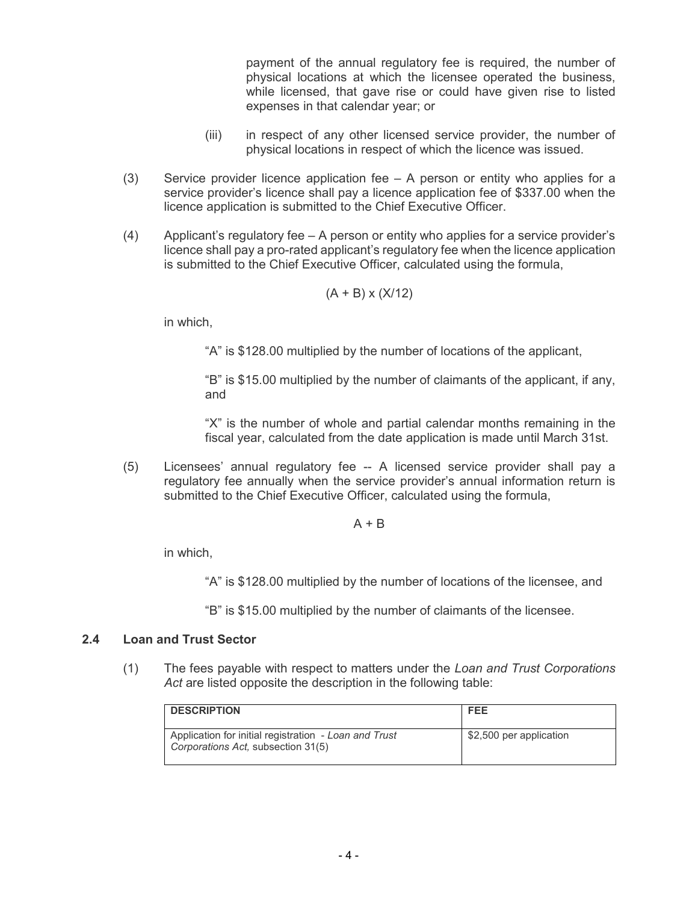payment of the annual regulatory fee is required, the number of physical locations at which the licensee operated the business, while licensed, that gave rise or could have given rise to listed expenses in that calendar year; or

(iii) in respect of any other licensed service provider, the number of physical locations in respect of which the licence was issued.

(3) Service provider licence application fee – A person or entity who applies for a service provider's licence shall pay a licence application fee of $337.00 when the licence application is submitted to the Chief Executive Officer.

(4) Applicant's regulatory fee – A person or entity who applies for a service provider's licence shall pay a pro-rated applicant's regulatory fee when the licence application is submitted to the Chief Executive Officer, calculated using the formula,

$$(A + B) \times (X/12)$$

in which,

"A" is $128.00 multiplied by the number of locations of the applicant,

"B" is $15.00 multiplied by the number of claimants of the applicant, if any, and

"X" is the number of whole and partial calendar months remaining in the fiscal year, calculated from the date application is made until March 31st.

(5) Licensees' annual regulatory fee -- A licensed service provider shall pay a regulatory fee annually when the service provider's annual information return is submitted to the Chief Executive Officer, calculated using the formula,

$$A + B$$

in which,

"A" is $128.00 multiplied by the number of locations of the licensee, and

"B" is $15.00 multiplied by the number of claimants of the licensee.

### 2.4 Loan and Trust Sector

(1) The fees payable with respect to matters under the *Loan and Trust Corporations Act* are listed opposite the description in the following table:

| DESCRIPTION | FEE |
|---|---|
| Application for initial registration - *Loan and Trust Corporations Act,* subsection 31(5) | $2,500 per application |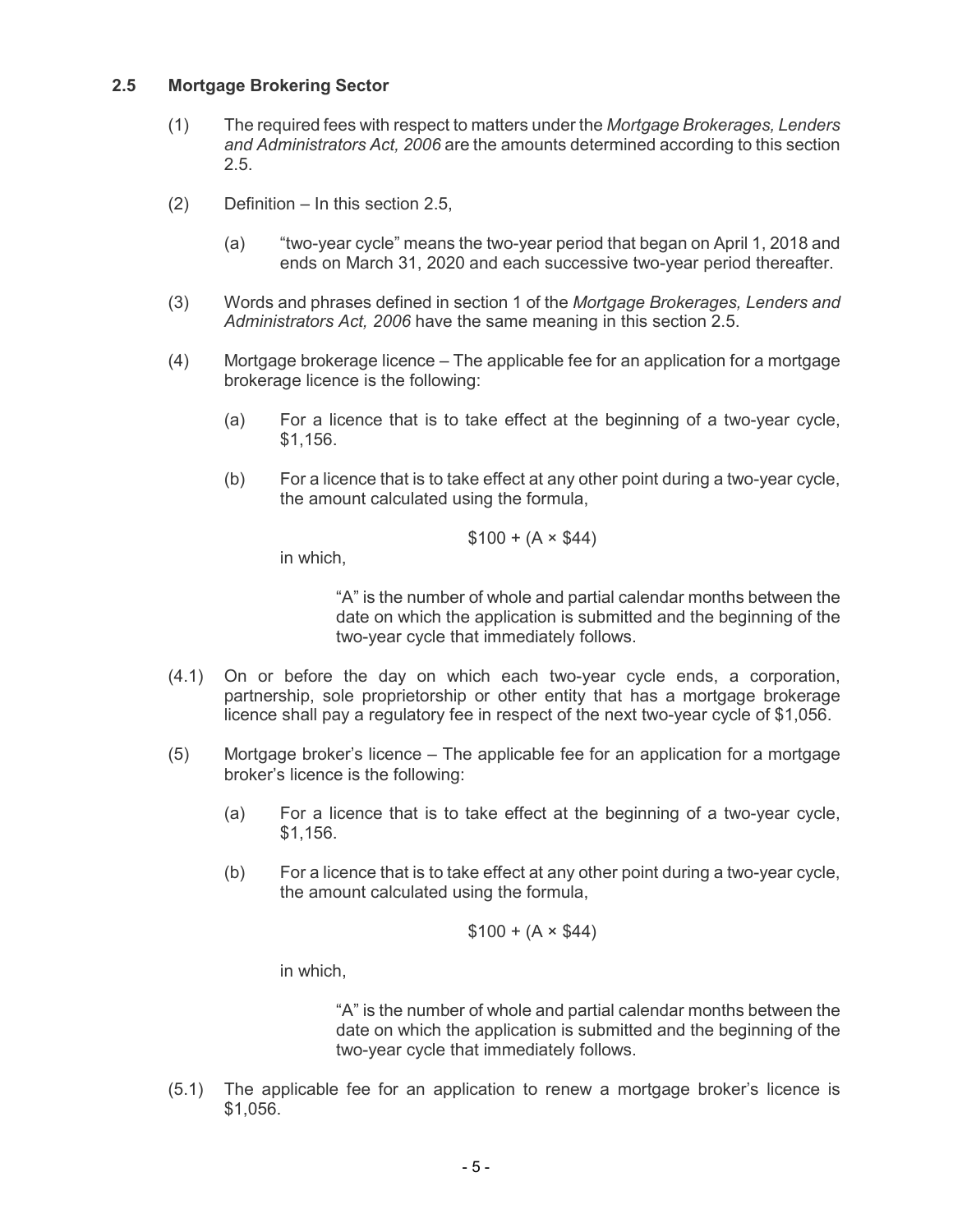### 2.5 Mortgage Brokering Sector

(1) The required fees with respect to matters under the *Mortgage Brokerages, Lenders and Administrators Act, 2006* are the amounts determined according to this section 2.5.

(2) Definition – In this section 2.5,

(a) "two-year cycle" means the two-year period that began on April 1, 2018 and ends on March 31, 2020 and each successive two-year period thereafter.

(3) Words and phrases defined in section 1 of the *Mortgage Brokerages, Lenders and Administrators Act, 2006* have the same meaning in this section 2.5.

(4) Mortgage brokerage licence – The applicable fee for an application for a mortgage brokerage licence is the following:

(a) For a licence that is to take effect at the beginning of a two-year cycle, \$1,156.

(b) For a licence that is to take effect at any other point during a two-year cycle, the amount calculated using the formula,

$$\$100 + (A \times \$44)$$

in which,

"A" is the number of whole and partial calendar months between the date on which the application is submitted and the beginning of the two-year cycle that immediately follows.

(4.1) On or before the day on which each two-year cycle ends, a corporation, partnership, sole proprietorship or other entity that has a mortgage brokerage licence shall pay a regulatory fee in respect of the next two-year cycle of \$1,056.

(5) Mortgage broker's licence – The applicable fee for an application for a mortgage broker's licence is the following:

(a) For a licence that is to take effect at the beginning of a two-year cycle, \$1,156.

(b) For a licence that is to take effect at any other point during a two-year cycle, the amount calculated using the formula,

$$\$100 + (A \times \$44)$$

in which,

"A" is the number of whole and partial calendar months between the date on which the application is submitted and the beginning of the two-year cycle that immediately follows.

(5.1) The applicable fee for an application to renew a mortgage broker's licence is \$1,056.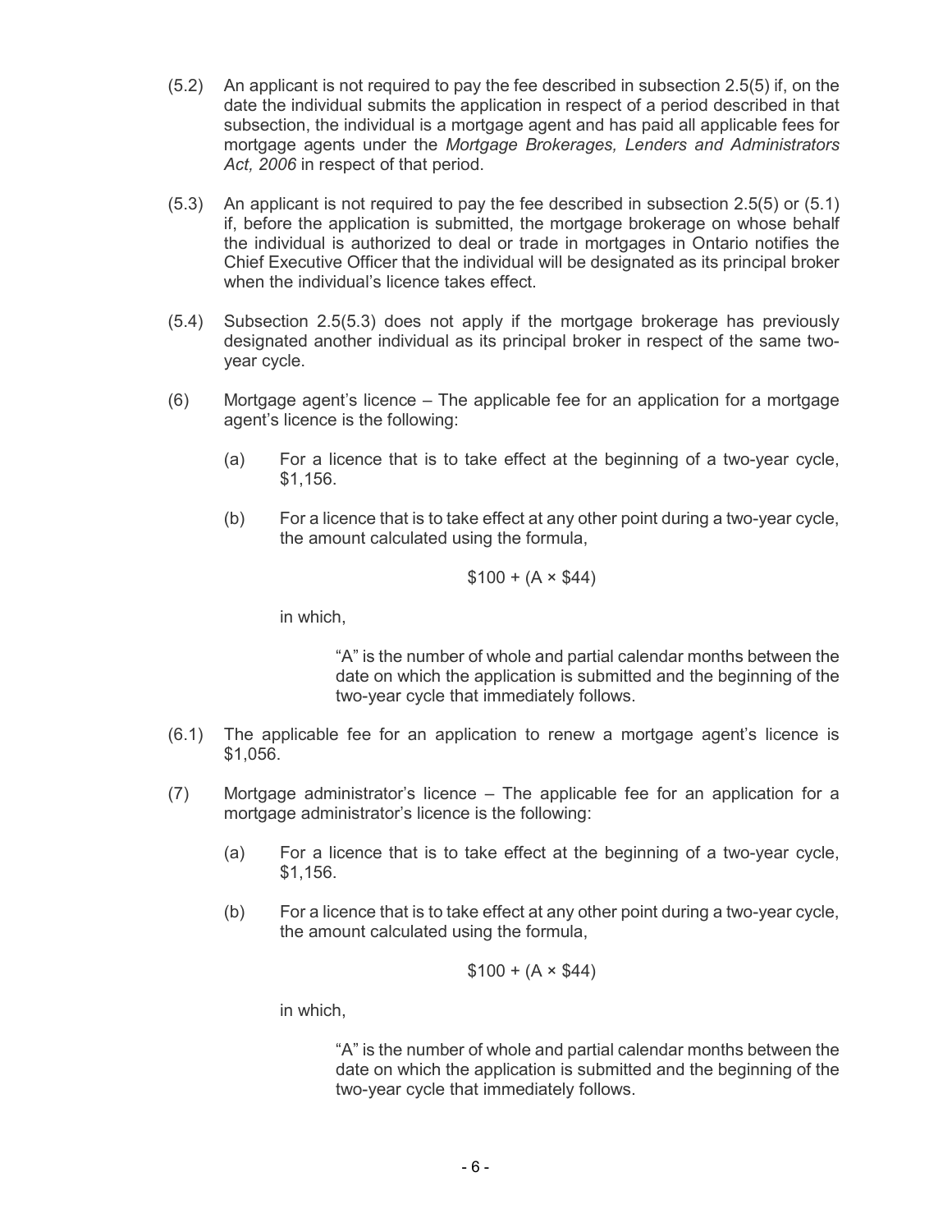(5.2) An applicant is not required to pay the fee described in subsection 2.5(5) if, on the date the individual submits the application in respect of a period described in that subsection, the individual is a mortgage agent and has paid all applicable fees for mortgage agents under the *Mortgage Brokerages, Lenders and Administrators Act, 2006* in respect of that period.

(5.3) An applicant is not required to pay the fee described in subsection 2.5(5) or (5.1) if, before the application is submitted, the mortgage brokerage on whose behalf the individual is authorized to deal or trade in mortgages in Ontario notifies the Chief Executive Officer that the individual will be designated as its principal broker when the individual's licence takes effect.

(5.4) Subsection 2.5(5.3) does not apply if the mortgage brokerage has previously designated another individual as its principal broker in respect of the same two-year cycle.

(6) Mortgage agent's licence – The applicable fee for an application for a mortgage agent's licence is the following:

> (a) For a licence that is to take effect at the beginning of a two-year cycle, $1,156.
>
> (b) For a licence that is to take effect at any other point during a two-year cycle, the amount calculated using the formula,
>
> $$\$100 + (A \times \$44)$$
>
> in which,
>
> > "A" is the number of whole and partial calendar months between the date on which the application is submitted and the beginning of the two-year cycle that immediately follows.

(6.1) The applicable fee for an application to renew a mortgage agent's licence is $1,056.

(7) Mortgage administrator's licence – The applicable fee for an application for a mortgage administrator's licence is the following:

> (a) For a licence that is to take effect at the beginning of a two-year cycle, $1,156.
>
> (b) For a licence that is to take effect at any other point during a two-year cycle, the amount calculated using the formula,
>
> $$\$100 + (A \times \$44)$$
>
> in which,
>
> > "A" is the number of whole and partial calendar months between the date on which the application is submitted and the beginning of the two-year cycle that immediately follows.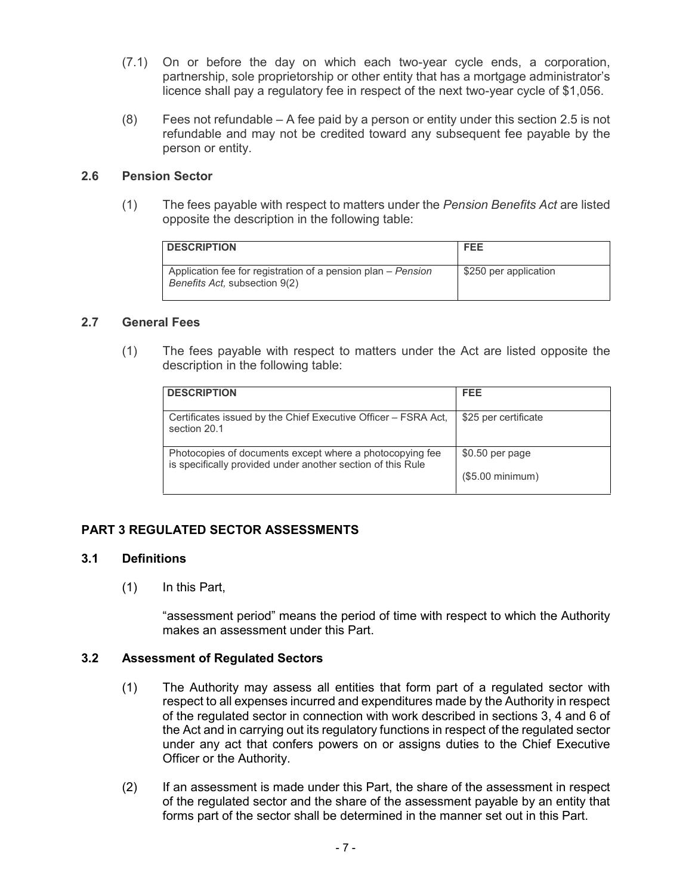(7.1) On or before the day on which each two-year cycle ends, a corporation, partnership, sole proprietorship or other entity that has a mortgage administrator's licence shall pay a regulatory fee in respect of the next two-year cycle of $1,056.

(8) Fees not refundable – A fee paid by a person or entity under this section 2.5 is not refundable and may not be credited toward any subsequent fee payable by the person or entity.

### 2.6 Pension Sector

(1) The fees payable with respect to matters under the *Pension Benefits Act* are listed opposite the description in the following table:

| DESCRIPTION | FEE |
| --- | --- |
| Application fee for registration of a pension plan – *Pension Benefits Act,* subsection 9(2) | $250 per application |

### 2.7 General Fees

(1) The fees payable with respect to matters under the Act are listed opposite the description in the following table:

| DESCRIPTION | FEE |
| --- | --- |
| Certificates issued by the Chief Executive Officer – FSRA Act, section 20.1 | $25 per certificate |
| Photocopies of documents except where a photocopying fee is specifically provided under another section of this Rule | $0.50 per page ($5.00 minimum) |

## PART 3 REGULATED SECTOR ASSESSMENTS

### 3.1 Definitions

(1) In this Part,

"assessment period" means the period of time with respect to which the Authority makes an assessment under this Part.

### 3.2 Assessment of Regulated Sectors

(1) The Authority may assess all entities that form part of a regulated sector with respect to all expenses incurred and expenditures made by the Authority in respect of the regulated sector in connection with work described in sections 3, 4 and 6 of the Act and in carrying out its regulatory functions in respect of the regulated sector under any act that confers powers on or assigns duties to the Chief Executive Officer or the Authority.

(2) If an assessment is made under this Part, the share of the assessment in respect of the regulated sector and the share of the assessment payable by an entity that forms part of the sector shall be determined in the manner set out in this Part.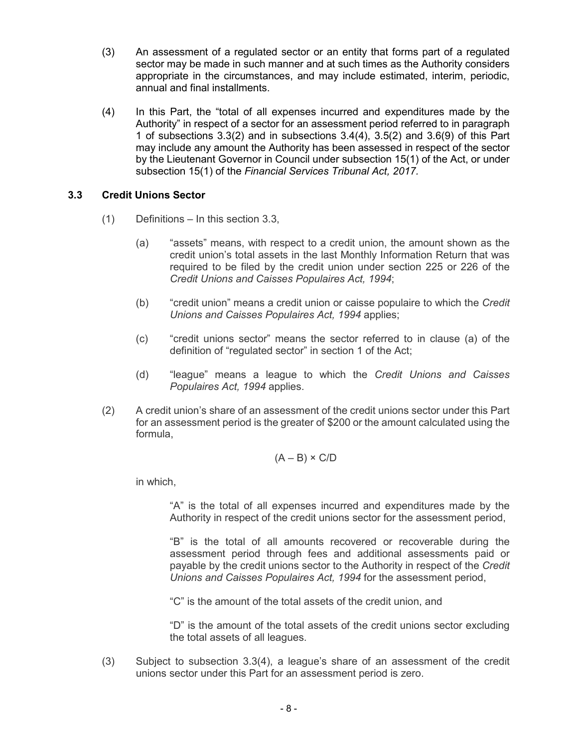(3) An assessment of a regulated sector or an entity that forms part of a regulated sector may be made in such manner and at such times as the Authority considers appropriate in the circumstances, and may include estimated, interim, periodic, annual and final installments.

(4) In this Part, the "total of all expenses incurred and expenditures made by the Authority" in respect of a sector for an assessment period referred to in paragraph 1 of subsections 3.3(2) and in subsections 3.4(4), 3.5(2) and 3.6(9) of this Part may include any amount the Authority has been assessed in respect of the sector by the Lieutenant Governor in Council under subsection 15(1) of the Act, or under subsection 15(1) of the *Financial Services Tribunal Act, 2017*.

### 3.3 Credit Unions Sector

(1) Definitions – In this section 3.3,

(a) "assets" means, with respect to a credit union, the amount shown as the credit union's total assets in the last Monthly Information Return that was required to be filed by the credit union under section 225 or 226 of the *Credit Unions and Caisses Populaires Act, 1994*;

(b) "credit union" means a credit union or caisse populaire to which the *Credit Unions and Caisses Populaires Act, 1994* applies;

(c) "credit unions sector" means the sector referred to in clause (a) of the definition of "regulated sector" in section 1 of the Act;

(d) "league" means a league to which the *Credit Unions and Caisses Populaires Act, 1994* applies.

(2) A credit union's share of an assessment of the credit unions sector under this Part for an assessment period is the greater of \$200 or the amount calculated using the formula,

$$(A - B) \times C/D$$

in which,

"A" is the total of all expenses incurred and expenditures made by the Authority in respect of the credit unions sector for the assessment period,

"B" is the total of all amounts recovered or recoverable during the assessment period through fees and additional assessments paid or payable by the credit unions sector to the Authority in respect of the *Credit Unions and Caisses Populaires Act, 1994* for the assessment period,

"C" is the amount of the total assets of the credit union, and

"D" is the amount of the total assets of the credit unions sector excluding the total assets of all leagues.

(3) Subject to subsection 3.3(4), a league's share of an assessment of the credit unions sector under this Part for an assessment period is zero.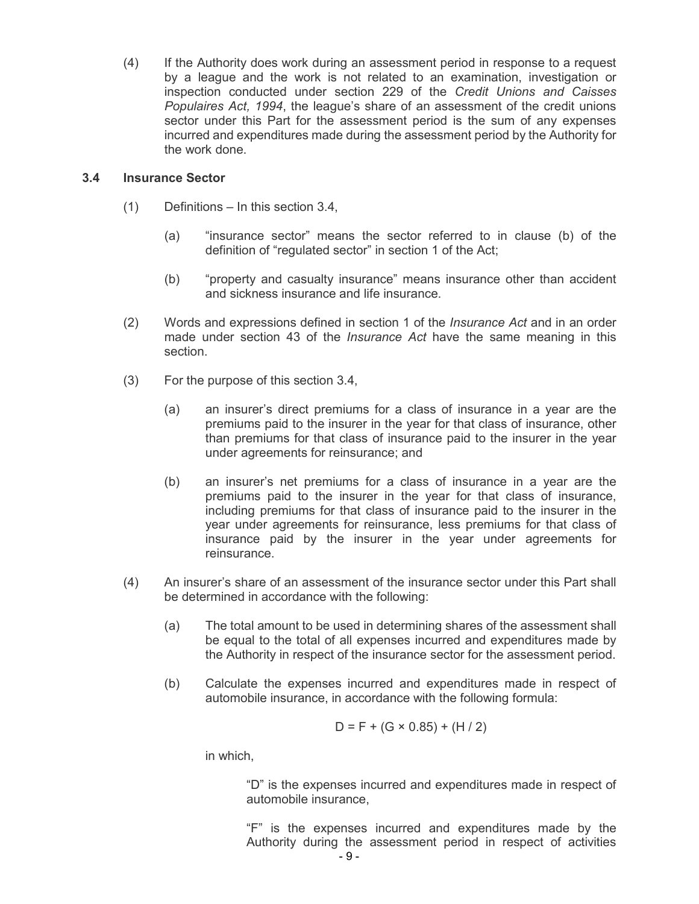(4) If the Authority does work during an assessment period in response to a request by a league and the work is not related to an examination, investigation or inspection conducted under section 229 of the *Credit Unions and Caisses Populaires Act, 1994*, the league's share of an assessment of the credit unions sector under this Part for the assessment period is the sum of any expenses incurred and expenditures made during the assessment period by the Authority for the work done.

### 3.4 Insurance Sector

(1) Definitions – In this section 3.4,

(a) "insurance sector" means the sector referred to in clause (b) of the definition of "regulated sector" in section 1 of the Act;

(b) "property and casualty insurance" means insurance other than accident and sickness insurance and life insurance.

(2) Words and expressions defined in section 1 of the *Insurance Act* and in an order made under section 43 of the *Insurance Act* have the same meaning in this section.

(3) For the purpose of this section 3.4,

(a) an insurer's direct premiums for a class of insurance in a year are the premiums paid to the insurer in the year for that class of insurance, other than premiums for that class of insurance paid to the insurer in the year under agreements for reinsurance; and

(b) an insurer's net premiums for a class of insurance in a year are the premiums paid to the insurer in the year for that class of insurance, including premiums for that class of insurance paid to the insurer in the year under agreements for reinsurance, less premiums for that class of insurance paid by the insurer in the year under agreements for reinsurance.

(4) An insurer's share of an assessment of the insurance sector under this Part shall be determined in accordance with the following:

(a) The total amount to be used in determining shares of the assessment shall be equal to the total of all expenses incurred and expenditures made by the Authority in respect of the insurance sector for the assessment period.

(b) Calculate the expenses incurred and expenditures made in respect of automobile insurance, in accordance with the following formula:

$$D = F + (G \times 0.85) + (H / 2)$$

in which,

"D" is the expenses incurred and expenditures made in respect of automobile insurance,

"F" is the expenses incurred and expenditures made by the Authority during the assessment period in respect of activities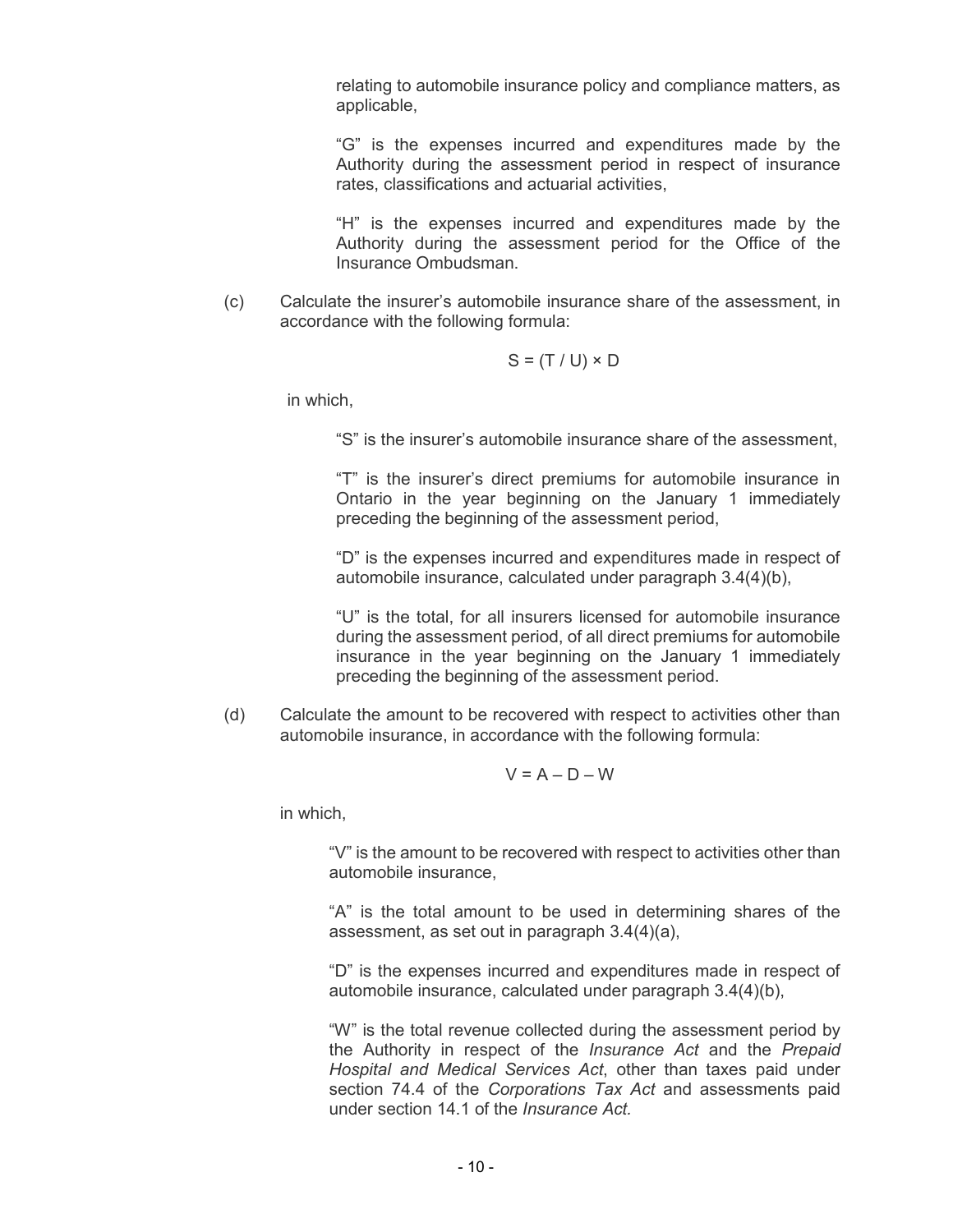relating to automobile insurance policy and compliance matters, as applicable,

"G" is the expenses incurred and expenditures made by the Authority during the assessment period in respect of insurance rates, classifications and actuarial activities,

"H" is the expenses incurred and expenditures made by the Authority during the assessment period for the Office of the Insurance Ombudsman.

(c) Calculate the insurer's automobile insurance share of the assessment, in accordance with the following formula:

$$S = (T / U) \times D$$

in which,

"S" is the insurer's automobile insurance share of the assessment,

"T" is the insurer's direct premiums for automobile insurance in Ontario in the year beginning on the January 1 immediately preceding the beginning of the assessment period,

"D" is the expenses incurred and expenditures made in respect of automobile insurance, calculated under paragraph 3.4(4)(b),

"U" is the total, for all insurers licensed for automobile insurance during the assessment period, of all direct premiums for automobile insurance in the year beginning on the January 1 immediately preceding the beginning of the assessment period.

(d) Calculate the amount to be recovered with respect to activities other than automobile insurance, in accordance with the following formula:

$$V = A - D - W$$

in which,

"V" is the amount to be recovered with respect to activities other than automobile insurance,

"A" is the total amount to be used in determining shares of the assessment, as set out in paragraph 3.4(4)(a),

"D" is the expenses incurred and expenditures made in respect of automobile insurance, calculated under paragraph 3.4(4)(b),

"W" is the total revenue collected during the assessment period by the Authority in respect of the *Insurance Act* and the *Prepaid Hospital and Medical Services Act*, other than taxes paid under section 74.4 of the *Corporations Tax Act* and assessments paid under section 14.1 of the *Insurance Act.*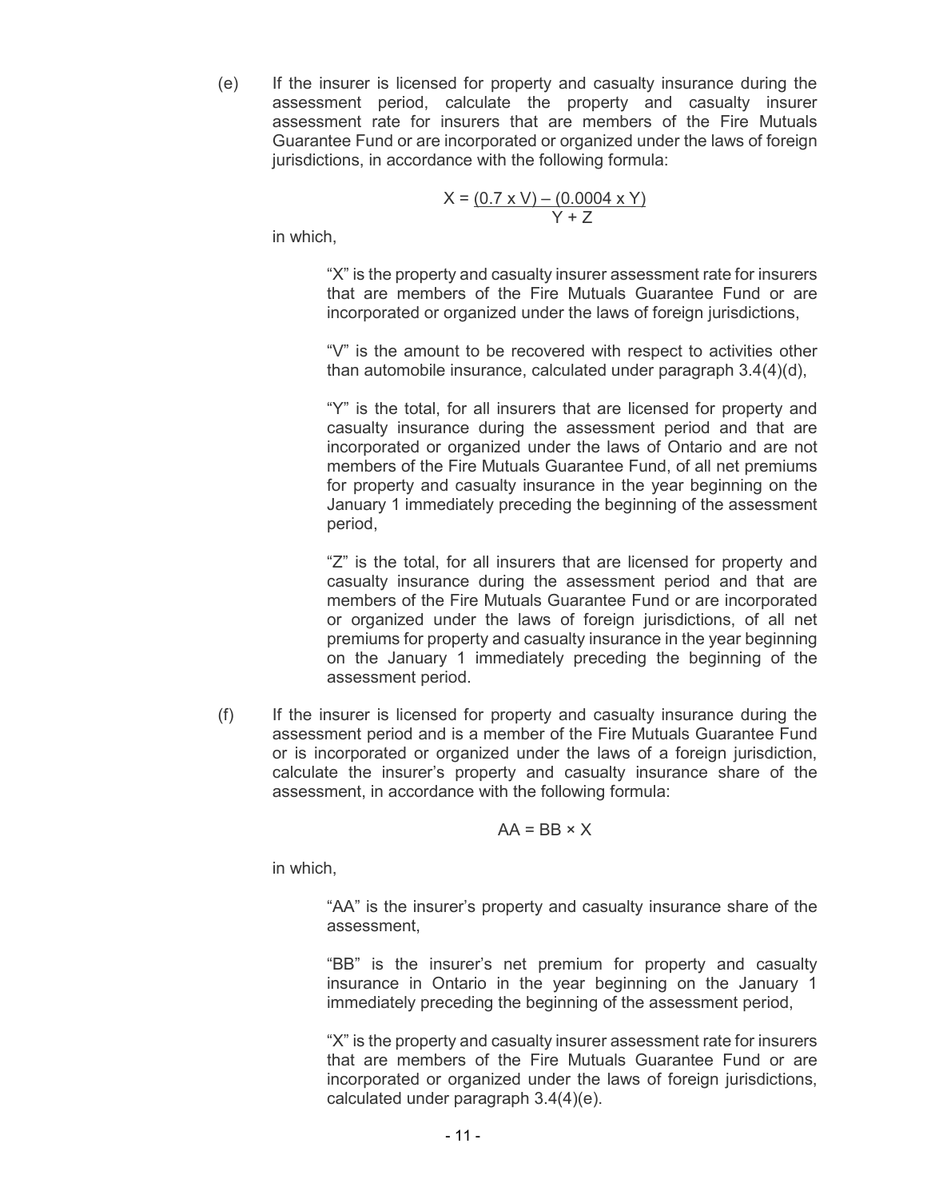(e) If the insurer is licensed for property and casualty insurance during the assessment period, calculate the property and casualty insurer assessment rate for insurers that are members of the Fire Mutuals Guarantee Fund or are incorporated or organized under the laws of foreign jurisdictions, in accordance with the following formula:

$$X = \frac{(0.7 \times V) - (0.0004 \times Y)}{Y + Z}$$

in which,

> "X" is the property and casualty insurer assessment rate for insurers that are members of the Fire Mutuals Guarantee Fund or are incorporated or organized under the laws of foreign jurisdictions,
>
> "V" is the amount to be recovered with respect to activities other than automobile insurance, calculated under paragraph 3.4(4)(d),
>
> "Y" is the total, for all insurers that are licensed for property and casualty insurance during the assessment period and that are incorporated or organized under the laws of Ontario and are not members of the Fire Mutuals Guarantee Fund, of all net premiums for property and casualty insurance in the year beginning on the January 1 immediately preceding the beginning of the assessment period,
>
> "Z" is the total, for all insurers that are licensed for property and casualty insurance during the assessment period and that are members of the Fire Mutuals Guarantee Fund or are incorporated or organized under the laws of foreign jurisdictions, of all net premiums for property and casualty insurance in the year beginning on the January 1 immediately preceding the beginning of the assessment period.

(f) If the insurer is licensed for property and casualty insurance during the assessment period and is a member of the Fire Mutuals Guarantee Fund or is incorporated or organized under the laws of a foreign jurisdiction, calculate the insurer's property and casualty insurance share of the assessment, in accordance with the following formula:

$$AA = BB \times X$$

in which,

> "AA" is the insurer's property and casualty insurance share of the assessment,
>
> "BB" is the insurer's net premium for property and casualty insurance in Ontario in the year beginning on the January 1 immediately preceding the beginning of the assessment period,
>
> "X" is the property and casualty insurer assessment rate for insurers that are members of the Fire Mutuals Guarantee Fund or are incorporated or organized under the laws of foreign jurisdictions, calculated under paragraph 3.4(4)(e).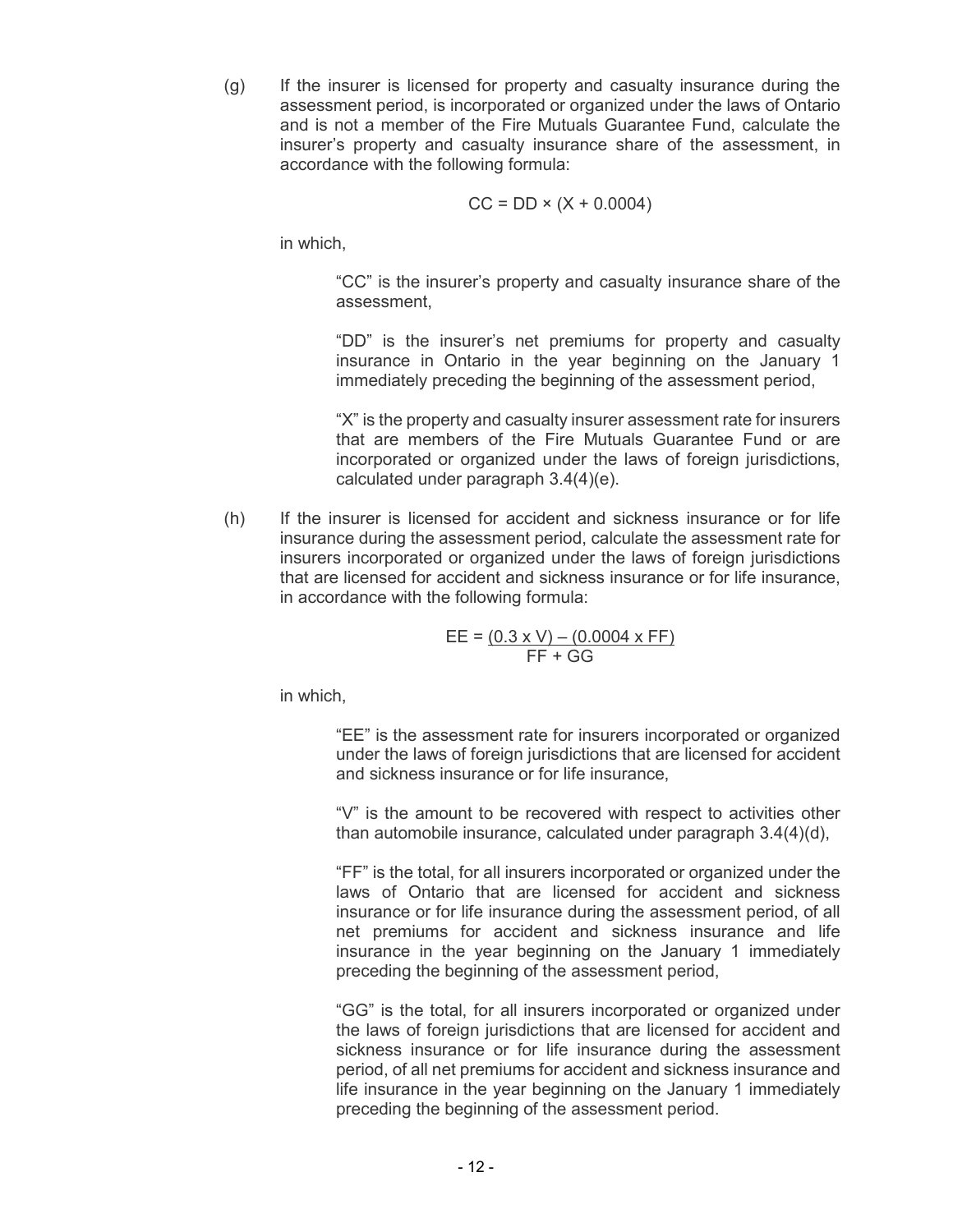(g) If the insurer is licensed for property and casualty insurance during the assessment period, is incorporated or organized under the laws of Ontario and is not a member of the Fire Mutuals Guarantee Fund, calculate the insurer's property and casualty insurance share of the assessment, in accordance with the following formula:

$$CC = DD \times (X + 0.0004)$$

in which,

> "CC" is the insurer's property and casualty insurance share of the assessment,
>
> "DD" is the insurer's net premiums for property and casualty insurance in Ontario in the year beginning on the January 1 immediately preceding the beginning of the assessment period,
>
> "X" is the property and casualty insurer assessment rate for insurers that are members of the Fire Mutuals Guarantee Fund or are incorporated or organized under the laws of foreign jurisdictions, calculated under paragraph 3.4(4)(e).

(h) If the insurer is licensed for accident and sickness insurance or for life insurance during the assessment period, calculate the assessment rate for insurers incorporated or organized under the laws of foreign jurisdictions that are licensed for accident and sickness insurance or for life insurance, in accordance with the following formula:

$$EE = \frac{(0.3 \times V) - (0.0004 \times FF)}{FF + GG}$$

in which,

> "EE" is the assessment rate for insurers incorporated or organized under the laws of foreign jurisdictions that are licensed for accident and sickness insurance or for life insurance,
>
> "V" is the amount to be recovered with respect to activities other than automobile insurance, calculated under paragraph 3.4(4)(d),
>
> "FF" is the total, for all insurers incorporated or organized under the laws of Ontario that are licensed for accident and sickness insurance or for life insurance during the assessment period, of all net premiums for accident and sickness insurance and life insurance in the year beginning on the January 1 immediately preceding the beginning of the assessment period,
>
> "GG" is the total, for all insurers incorporated or organized under the laws of foreign jurisdictions that are licensed for accident and sickness insurance or for life insurance during the assessment period, of all net premiums for accident and sickness insurance and life insurance in the year beginning on the January 1 immediately preceding the beginning of the assessment period.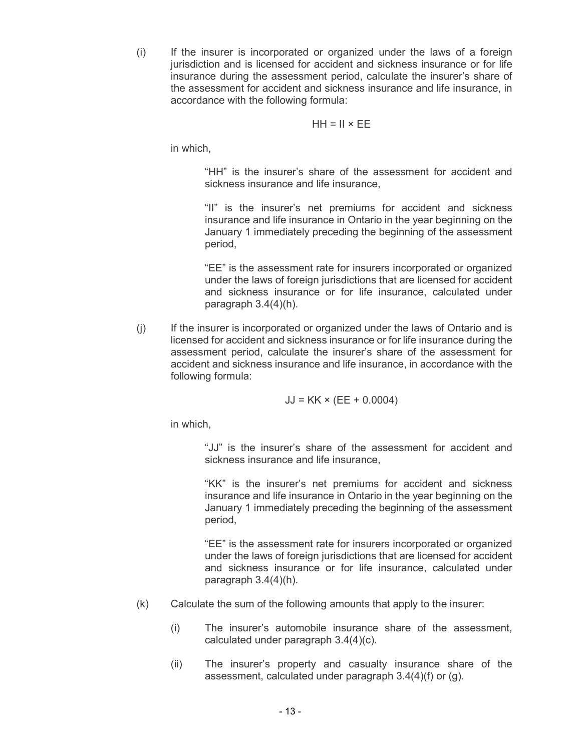(i) If the insurer is incorporated or organized under the laws of a foreign jurisdiction and is licensed for accident and sickness insurance or for life insurance during the assessment period, calculate the insurer's share of the assessment for accident and sickness insurance and life insurance, in accordance with the following formula:

$$HH = II \times EE$$

in which,

> "HH" is the insurer's share of the assessment for accident and sickness insurance and life insurance,
>
> "II" is the insurer's net premiums for accident and sickness insurance and life insurance in Ontario in the year beginning on the January 1 immediately preceding the beginning of the assessment period,
>
> "EE" is the assessment rate for insurers incorporated or organized under the laws of foreign jurisdictions that are licensed for accident and sickness insurance or for life insurance, calculated under paragraph 3.4(4)(h).

(j) If the insurer is incorporated or organized under the laws of Ontario and is licensed for accident and sickness insurance or for life insurance during the assessment period, calculate the insurer's share of the assessment for accident and sickness insurance and life insurance, in accordance with the following formula:

$$JJ = KK \times (EE + 0.0004)$$

in which,

> "JJ" is the insurer's share of the assessment for accident and sickness insurance and life insurance,
>
> "KK" is the insurer's net premiums for accident and sickness insurance and life insurance in Ontario in the year beginning on the January 1 immediately preceding the beginning of the assessment period,
>
> "EE" is the assessment rate for insurers incorporated or organized under the laws of foreign jurisdictions that are licensed for accident and sickness insurance or for life insurance, calculated under paragraph 3.4(4)(h).

(k) Calculate the sum of the following amounts that apply to the insurer:

> (i) The insurer's automobile insurance share of the assessment, calculated under paragraph 3.4(4)(c).
>
> (ii) The insurer's property and casualty insurance share of the assessment, calculated under paragraph 3.4(4)(f) or (g).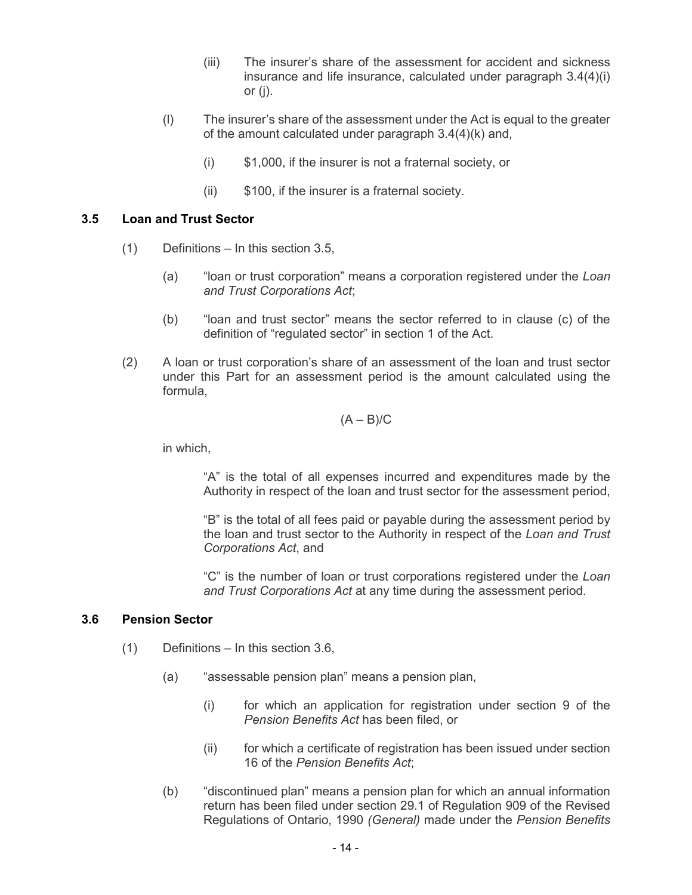(iii) The insurer's share of the assessment for accident and sickness insurance and life insurance, calculated under paragraph 3.4(4)(i) or (j).

(l) The insurer's share of the assessment under the Act is equal to the greater of the amount calculated under paragraph 3.4(4)(k) and,

(i) $1,000, if the insurer is not a fraternal society, or

(ii) $100, if the insurer is a fraternal society.

### 3.5 Loan and Trust Sector

(1) Definitions – In this section 3.5,

(a) "loan or trust corporation" means a corporation registered under the *Loan and Trust Corporations Act*;

(b) "loan and trust sector" means the sector referred to in clause (c) of the definition of "regulated sector" in section 1 of the Act.

(2) A loan or trust corporation's share of an assessment of the loan and trust sector under this Part for an assessment period is the amount calculated using the formula,

$$(A - B)/C$$

in which,

"A" is the total of all expenses incurred and expenditures made by the Authority in respect of the loan and trust sector for the assessment period,

"B" is the total of all fees paid or payable during the assessment period by the loan and trust sector to the Authority in respect of the *Loan and Trust Corporations Act*, and

"C" is the number of loan or trust corporations registered under the *Loan and Trust Corporations Act* at any time during the assessment period.

### 3.6 Pension Sector

(1) Definitions – In this section 3.6,

(a) "assessable pension plan" means a pension plan,

(i) for which an application for registration under section 9 of the *Pension Benefits Act* has been filed, or

(ii) for which a certificate of registration has been issued under section 16 of the *Pension Benefits Act*;

(b) "discontinued plan" means a pension plan for which an annual information return has been filed under section 29.1 of Regulation 909 of the Revised Regulations of Ontario, 1990 *(General)* made under the *Pension Benefits*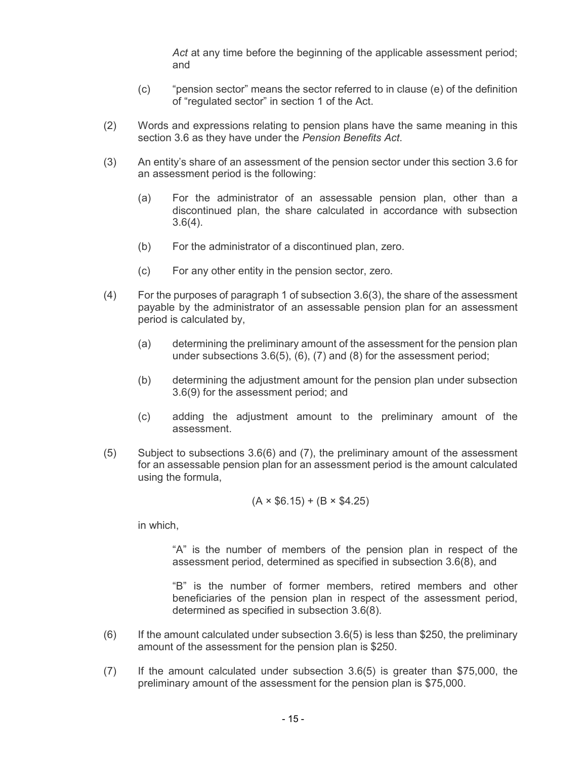*Act* at any time before the beginning of the applicable assessment period; and

(c) "pension sector" means the sector referred to in clause (e) of the definition of "regulated sector" in section 1 of the Act.

(2) Words and expressions relating to pension plans have the same meaning in this section 3.6 as they have under the *Pension Benefits Act*.

(3) An entity's share of an assessment of the pension sector under this section 3.6 for an assessment period is the following:

(a) For the administrator of an assessable pension plan, other than a discontinued plan, the share calculated in accordance with subsection 3.6(4).

(b) For the administrator of a discontinued plan, zero.

(c) For any other entity in the pension sector, zero.

(4) For the purposes of paragraph 1 of subsection 3.6(3), the share of the assessment payable by the administrator of an assessable pension plan for an assessment period is calculated by,

(a) determining the preliminary amount of the assessment for the pension plan under subsections 3.6(5), (6), (7) and (8) for the assessment period;

(b) determining the adjustment amount for the pension plan under subsection 3.6(9) for the assessment period; and

(c) adding the adjustment amount to the preliminary amount of the assessment.

(5) Subject to subsections 3.6(6) and (7), the preliminary amount of the assessment for an assessable pension plan for an assessment period is the amount calculated using the formula,

$$(A \times \$6.15) + (B \times \$4.25)$$

in which,

"A" is the number of members of the pension plan in respect of the assessment period, determined as specified in subsection 3.6(8), and

"B" is the number of former members, retired members and other beneficiaries of the pension plan in respect of the assessment period, determined as specified in subsection 3.6(8).

(6) If the amount calculated under subsection 3.6(5) is less than $250, the preliminary amount of the assessment for the pension plan is $250.

(7) If the amount calculated under subsection 3.6(5) is greater than $75,000, the preliminary amount of the assessment for the pension plan is $75,000.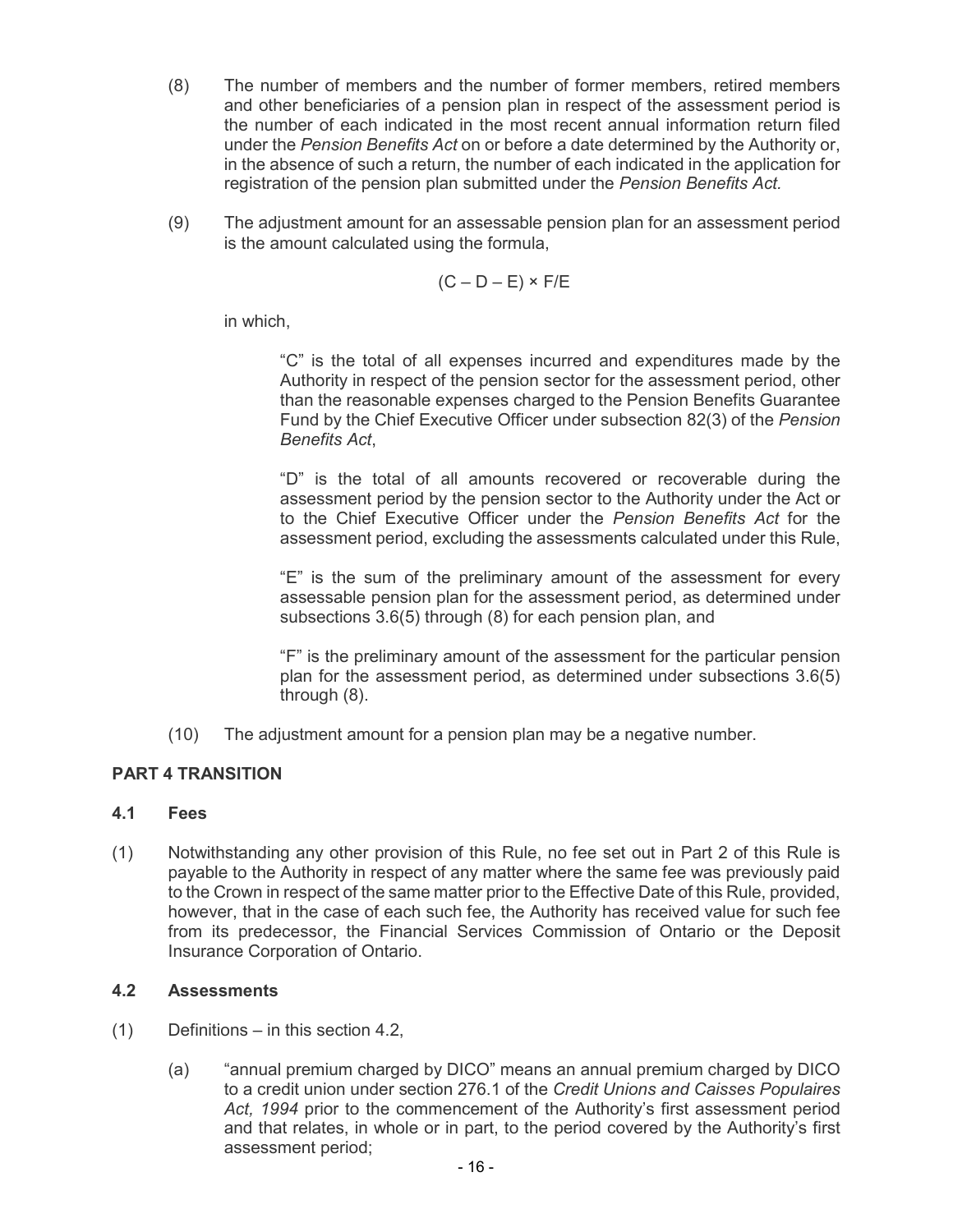(8) The number of members and the number of former members, retired members and other beneficiaries of a pension plan in respect of the assessment period is the number of each indicated in the most recent annual information return filed under the *Pension Benefits Act* on or before a date determined by the Authority or, in the absence of such a return, the number of each indicated in the application for registration of the pension plan submitted under the *Pension Benefits Act.*

(9) The adjustment amount for an assessable pension plan for an assessment period is the amount calculated using the formula,

$$(C - D - E) \times F/E$$

in which,

> "C" is the total of all expenses incurred and expenditures made by the Authority in respect of the pension sector for the assessment period, other than the reasonable expenses charged to the Pension Benefits Guarantee Fund by the Chief Executive Officer under subsection 82(3) of the *Pension Benefits Act*,
>
> "D" is the total of all amounts recovered or recoverable during the assessment period by the pension sector to the Authority under the Act or to the Chief Executive Officer under the *Pension Benefits Act* for the assessment period, excluding the assessments calculated under this Rule,
>
> "E" is the sum of the preliminary amount of the assessment for every assessable pension plan for the assessment period, as determined under subsections 3.6(5) through (8) for each pension plan, and
>
> "F" is the preliminary amount of the assessment for the particular pension plan for the assessment period, as determined under subsections 3.6(5) through (8).

(10) The adjustment amount for a pension plan may be a negative number.

## PART 4 TRANSITION

### 4.1 Fees

(1) Notwithstanding any other provision of this Rule, no fee set out in Part 2 of this Rule is payable to the Authority in respect of any matter where the same fee was previously paid to the Crown in respect of the same matter prior to the Effective Date of this Rule, provided, however, that in the case of each such fee, the Authority has received value for such fee from its predecessor, the Financial Services Commission of Ontario or the Deposit Insurance Corporation of Ontario.

### 4.2 Assessments

(1) Definitions – in this section 4.2,

(a) "annual premium charged by DICO" means an annual premium charged by DICO to a credit union under section 276.1 of the *Credit Unions and Caisses Populaires Act, 1994* prior to the commencement of the Authority's first assessment period and that relates, in whole or in part, to the period covered by the Authority's first assessment period;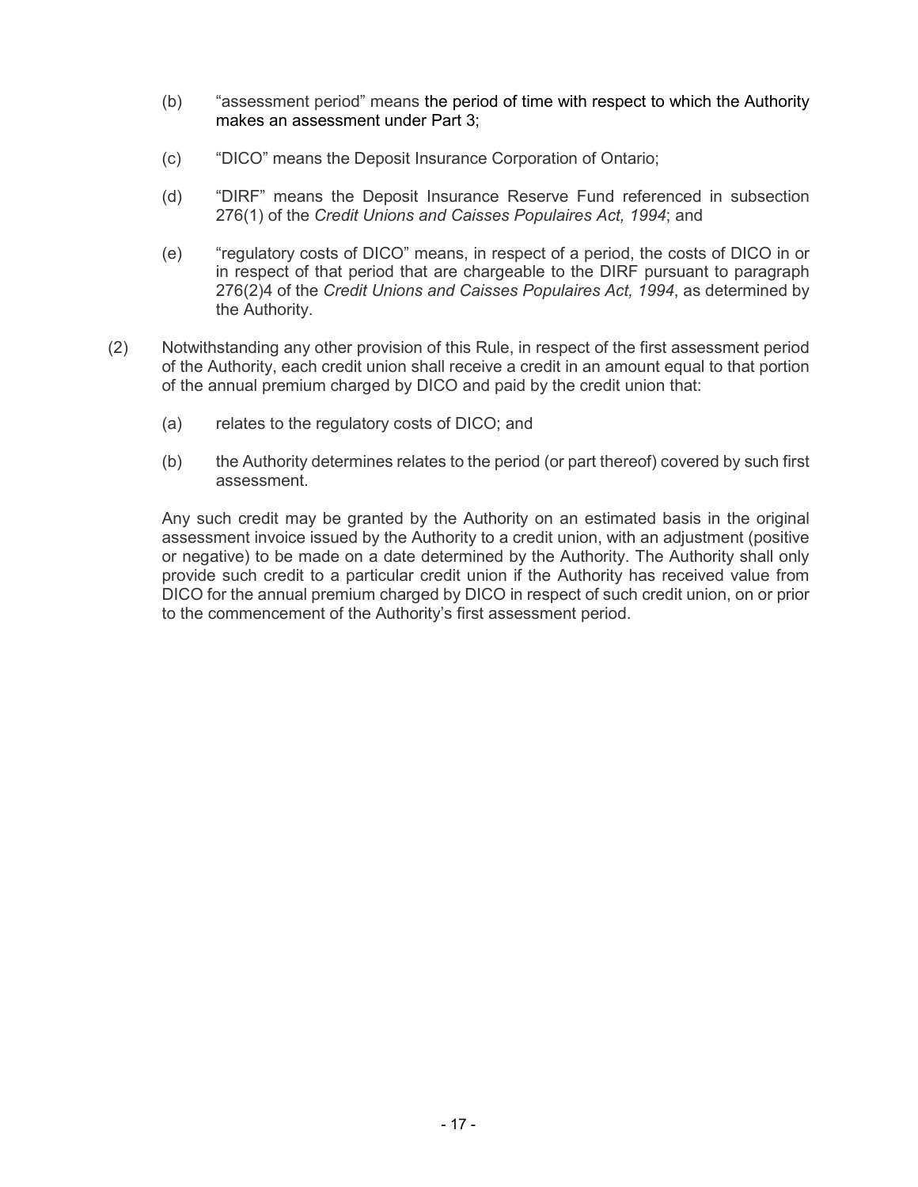(b) "assessment period" means the period of time with respect to which the Authority makes an assessment under Part 3;

(c) "DICO" means the Deposit Insurance Corporation of Ontario;

(d) "DIRF" means the Deposit Insurance Reserve Fund referenced in subsection 276(1) of the *Credit Unions and Caisses Populaires Act, 1994*; and

(e) "regulatory costs of DICO" means, in respect of a period, the costs of DICO in or in respect of that period that are chargeable to the DIRF pursuant to paragraph 276(2)4 of the *Credit Unions and Caisses Populaires Act, 1994*, as determined by the Authority.

(2) Notwithstanding any other provision of this Rule, in respect of the first assessment period of the Authority, each credit union shall receive a credit in an amount equal to that portion of the annual premium charged by DICO and paid by the credit union that:

(a) relates to the regulatory costs of DICO; and

(b) the Authority determines relates to the period (or part thereof) covered by such first assessment.

Any such credit may be granted by the Authority on an estimated basis in the original assessment invoice issued by the Authority to a credit union, with an adjustment (positive or negative) to be made on a date determined by the Authority. The Authority shall only provide such credit to a particular credit union if the Authority has received value from DICO for the annual premium charged by DICO in respect of such credit union, on or prior to the commencement of the Authority's first assessment period.